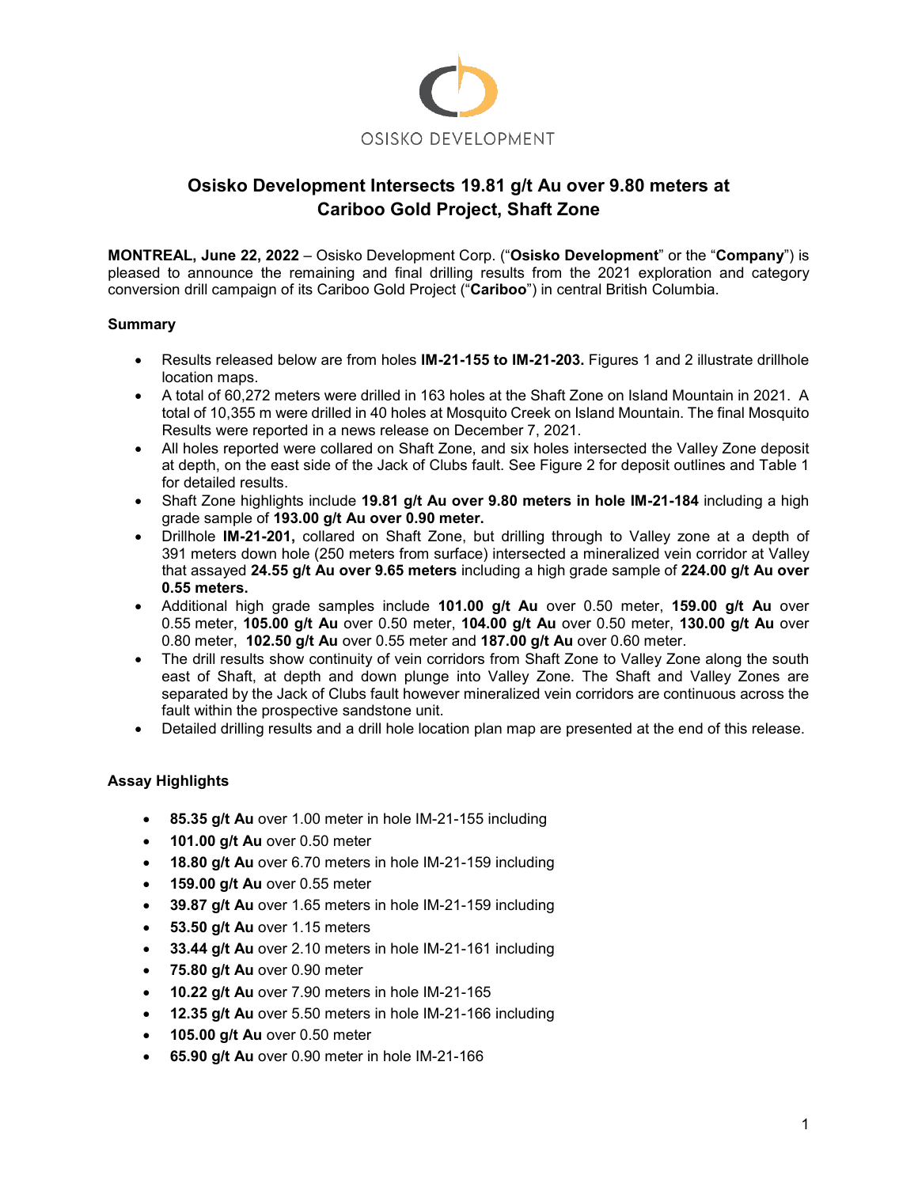OSISKO DEVELOPMENT

# Osisko Development Intersects 19.81 g/t Au over 9.80 meters at Cariboo Gold Project, Shaft Zone

**MONTREAL, June 22, 2022** – Osisko Development Corp. ("**Osisko Development**" or the "**Company**") is pleased to announce the remaining and final drilling results from the 2021 exploration and category conversion drill campaign of its Cariboo Gold Project ("**Cariboo**") in central British Columbia.

## Summary

- Results released below are from holes **IM-21-155 to IM-21-203.** Figures 1 and 2 illustrate drillhole location maps.
- A total of 60,272 meters were drilled in 163 holes at the Shaft Zone on Island Mountain in 2021. A total of 10,355 m were drilled in 40 holes at Mosquito Creek on Island Mountain. The final Mosquito Results were reported in a news release on December 7, 2021.
- All holes reported were collared on Shaft Zone, and six holes intersected the Valley Zone deposit at depth, on the east side of the Jack of Clubs fault. See Figure 2 for deposit outlines and Table 1 for detailed results.
- Shaft Zone highlights include **19.81 g/t Au over 9.80 meters in hole IM-21-184** including a high grade sample of **193.00 g/t Au over 0.90 meter.**
- Drillhole **IM-21-201,** collared on Shaft Zone, but drilling through to Valley zone at a depth of 391 meters down hole (250 meters from surface) intersected a mineralized vein corridor at Valley that assayed **24.55 g/t Au over 9.65 meters** including a high grade sample of **224.00 g/t Au over 0.55 meters.**
- Additional high grade samples include **101.00 g/t Au** over 0.50 meter, **159.00 g/t Au** over 0.55 meter, **105.00 g/t Au** over 0.50 meter, **104.00 g/t Au** over 0.50 meter, **130.00 g/t Au** over 0.80 meter, **102.50 g/t Au** over 0.55 meter and **187.00 g/t Au** over 0.60 meter.
- The drill results show continuity of vein corridors from Shaft Zone to Valley Zone along the south east of Shaft, at depth and down plunge into Valley Zone. The Shaft and Valley Zones are separated by the Jack of Clubs fault however mineralized vein corridors are continuous across the fault within the prospective sandstone unit.
- Detailed drilling results and a drill hole location plan map are presented at the end of this release.

## Assay Highlights

- **85.35 g/t Au** over 1.00 meter in hole IM-21-155 including
- **101.00 g/t Au** over 0.50 meter
- **18.80 g/t Au** over 6.70 meters in hole IM-21-159 including
- **159.00 g/t Au** over 0.55 meter
- **39.87 g/t Au** over 1.65 meters in hole IM-21-159 including
- **53.50 g/t Au** over 1.15 meters
- **33.44 g/t Au** over 2.10 meters in hole IM-21-161 including
- **75.80 g/t Au** over 0.90 meter
- **10.22 g/t Au** over 7.90 meters in hole IM-21-165
- **12.35 g/t Au** over 5.50 meters in hole IM-21-166 including
- **105.00 g/t Au** over 0.50 meter
- **65.90 g/t Au** over 0.90 meter in hole IM-21-166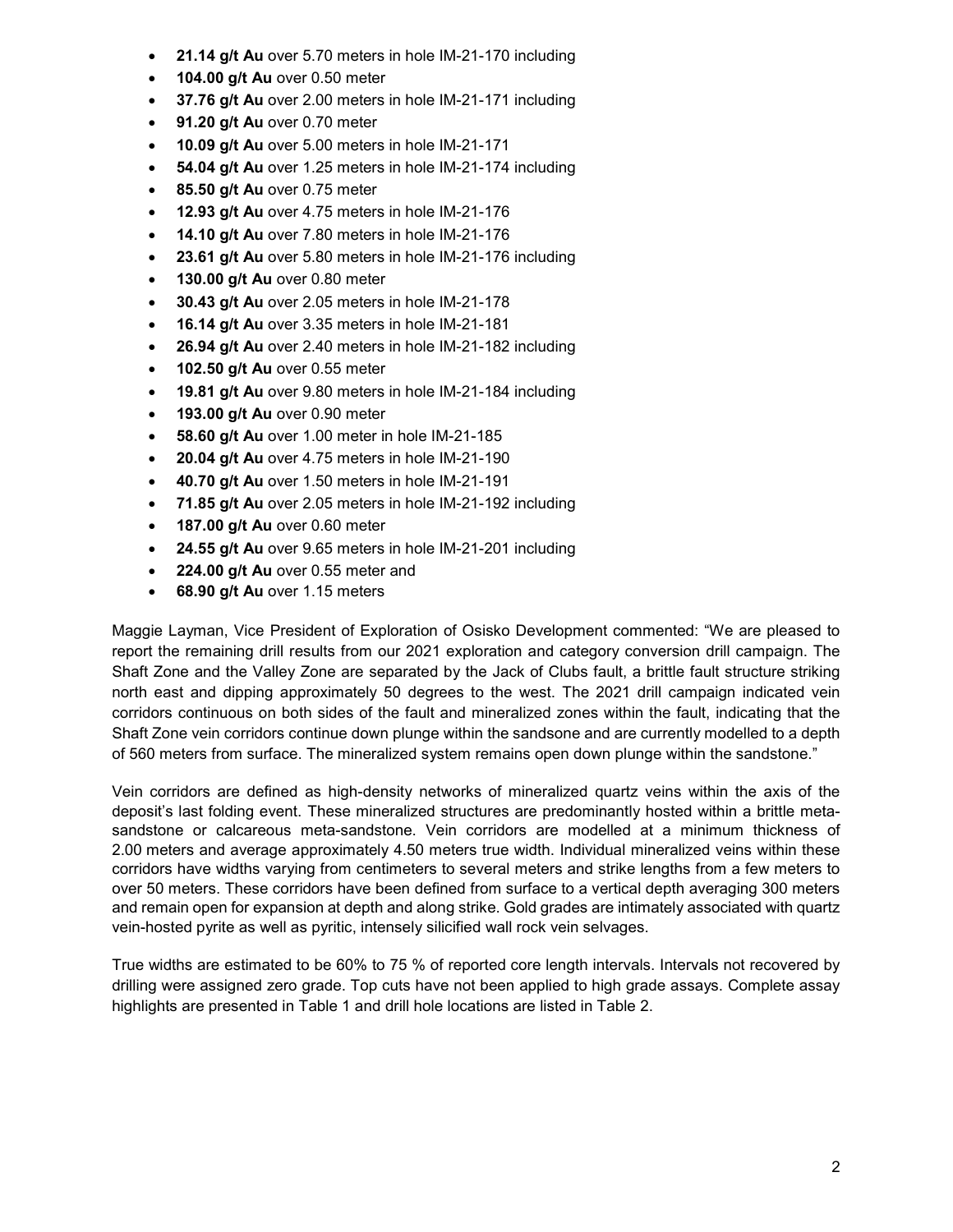- **21.14 g/t Au** over 5.70 meters in hole IM-21-170 including
- **104.00 g/t Au** over 0.50 meter
- **37.76 g/t Au** over 2.00 meters in hole IM-21-171 including
- **91.20 g/t Au** over 0.70 meter
- **10.09 g/t Au** over 5.00 meters in hole IM-21-171
- **54.04 g/t Au** over 1.25 meters in hole IM-21-174 including
- **85.50 g/t Au** over 0.75 meter
- **12.93 g/t Au** over 4.75 meters in hole IM-21-176
- **14.10 g/t Au** over 7.80 meters in hole IM-21-176
- **23.61 g/t Au** over 5.80 meters in hole IM-21-176 including
- **130.00 g/t Au** over 0.80 meter
- **30.43 g/t Au** over 2.05 meters in hole IM-21-178
- **16.14 g/t Au** over 3.35 meters in hole IM-21-181
- **26.94 g/t Au** over 2.40 meters in hole IM-21-182 including
- **102.50 g/t Au** over 0.55 meter
- **19.81 g/t Au** over 9.80 meters in hole IM-21-184 including
- **193.00 g/t Au** over 0.90 meter
- **58.60 g/t Au** over 1.00 meter in hole IM-21-185
- **20.04 g/t Au** over 4.75 meters in hole IM-21-190
- **40.70 g/t Au** over 1.50 meters in hole IM-21-191
- **71.85 g/t Au** over 2.05 meters in hole IM-21-192 including
- **187.00 g/t Au** over 0.60 meter
- **24.55 g/t Au** over 9.65 meters in hole IM-21-201 including
- **224.00 g/t Au** over 0.55 meter and
- **68.90 g/t Au** over 1.15 meters

Maggie Layman, Vice President of Exploration of Osisko Development commented: "We are pleased to report the remaining drill results from our 2021 exploration and category conversion drill campaign. The Shaft Zone and the Valley Zone are separated by the Jack of Clubs fault, a brittle fault structure striking north east and dipping approximately 50 degrees to the west. The 2021 drill campaign indicated vein corridors continuous on both sides of the fault and mineralized zones within the fault, indicating that the Shaft Zone vein corridors continue down plunge within the sandsone and are currently modelled to a depth of 560 meters from surface. The mineralized system remains open down plunge within the sandstone."

Vein corridors are defined as high-density networks of mineralized quartz veins within the axis of the deposit's last folding event. These mineralized structures are predominantly hosted within a brittle meta-sandstone or calcareous meta-sandstone. Vein corridors are modelled at a minimum thickness of 2.00 meters and average approximately 4.50 meters true width. Individual mineralized veins within these corridors have widths varying from centimeters to several meters and strike lengths from a few meters to over 50 meters. These corridors have been defined from surface to a vertical depth averaging 300 meters and remain open for expansion at depth and along strike. Gold grades are intimately associated with quartz vein-hosted pyrite as well as pyritic, intensely silicified wall rock vein selvages.

True widths are estimated to be 60% to 75 % of reported core length intervals. Intervals not recovered by drilling were assigned zero grade. Top cuts have not been applied to high grade assays. Complete assay highlights are presented in Table 1 and drill hole locations are listed in Table 2.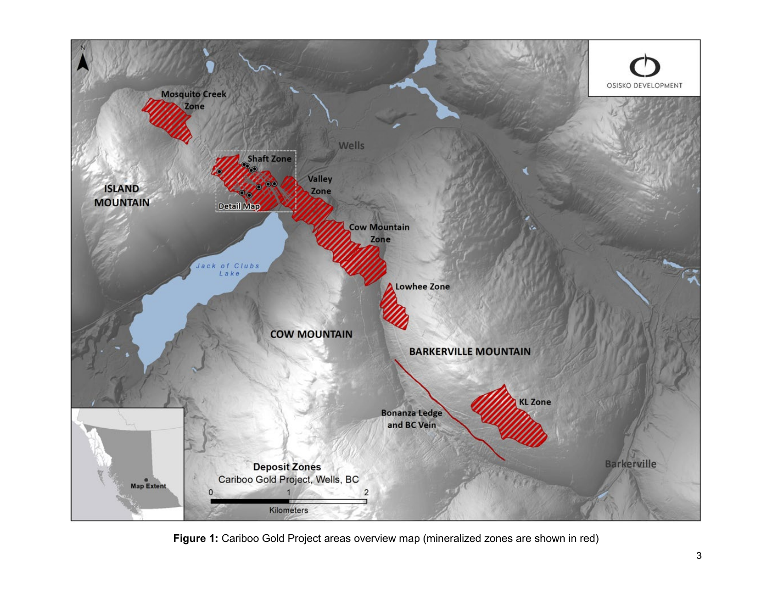**Figure 1:** Cariboo Gold Project areas overview map (mineralized zones are shown in red)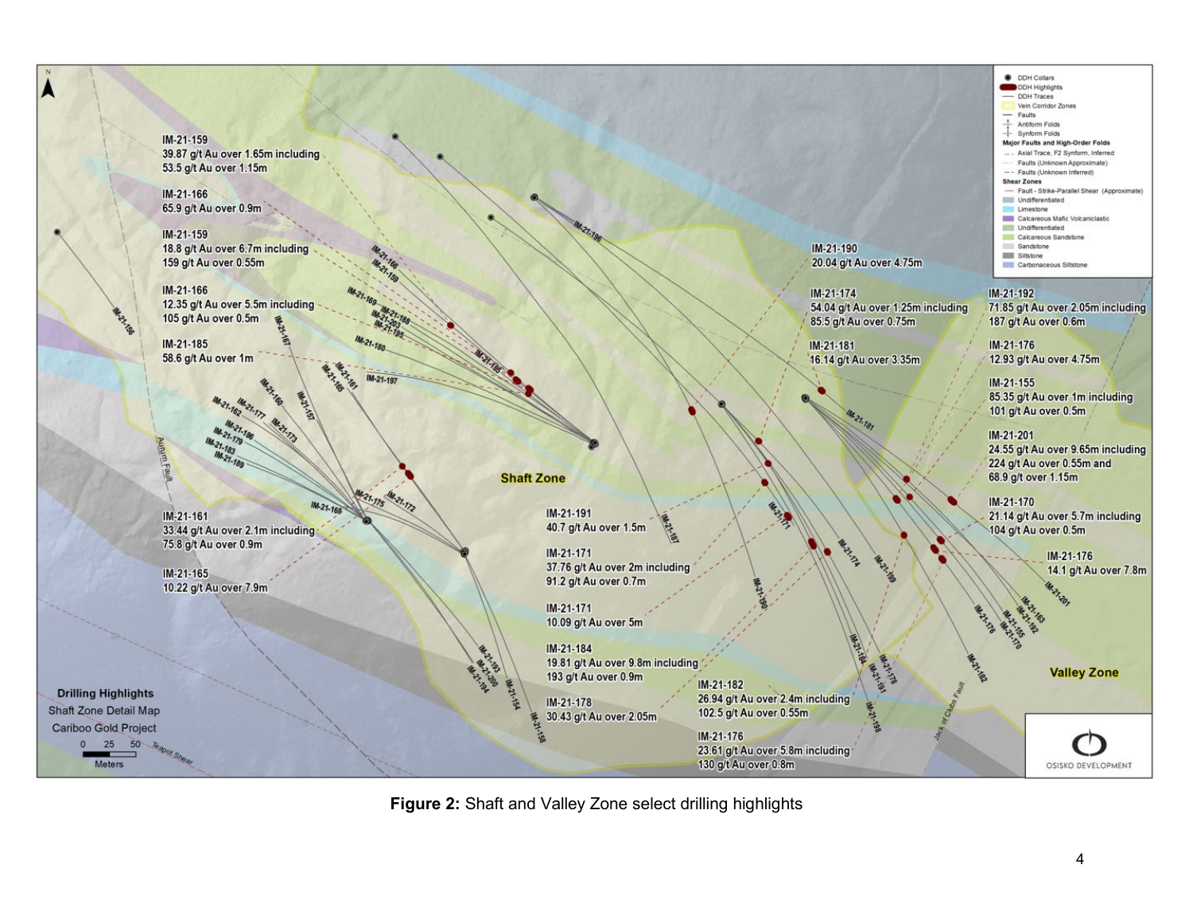**Figure 2:** Shaft and Valley Zone select drilling highlights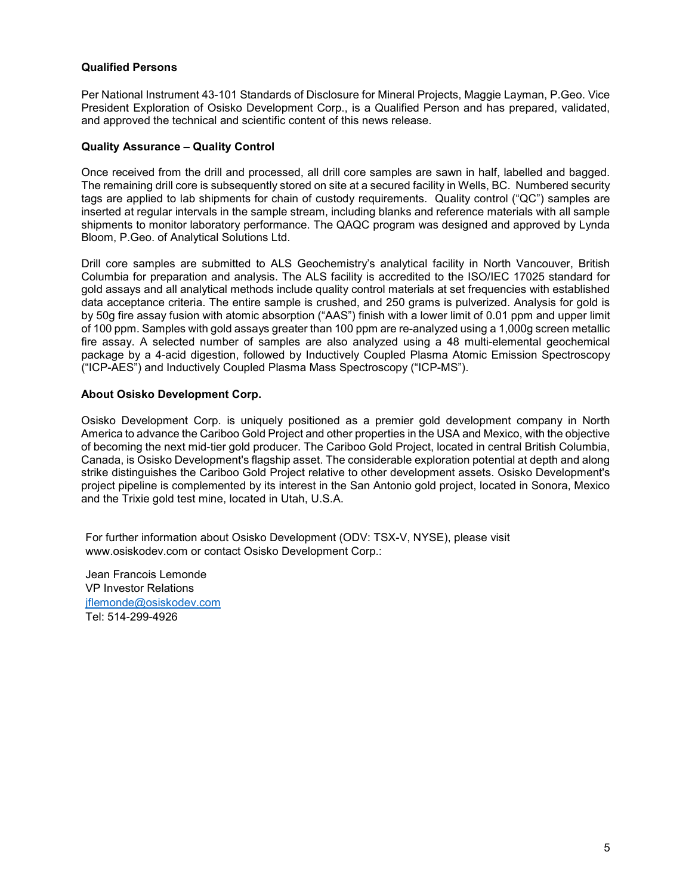**Qualified Persons**

Per National Instrument 43-101 Standards of Disclosure for Mineral Projects, Maggie Layman, P.Geo. Vice President Exploration of Osisko Development Corp., is a Qualified Person and has prepared, validated, and approved the technical and scientific content of this news release.

**Quality Assurance – Quality Control**

Once received from the drill and processed, all drill core samples are sawn in half, labelled and bagged. The remaining drill core is subsequently stored on site at a secured facility in Wells, BC. Numbered security tags are applied to lab shipments for chain of custody requirements. Quality control ("QC") samples are inserted at regular intervals in the sample stream, including blanks and reference materials with all sample shipments to monitor laboratory performance. The QAQC program was designed and approved by Lynda Bloom, P.Geo. of Analytical Solutions Ltd.

Drill core samples are submitted to ALS Geochemistry's analytical facility in North Vancouver, British Columbia for preparation and analysis. The ALS facility is accredited to the ISO/IEC 17025 standard for gold assays and all analytical methods include quality control materials at set frequencies with established data acceptance criteria. The entire sample is crushed, and 250 grams is pulverized. Analysis for gold is by 50g fire assay fusion with atomic absorption ("AAS") finish with a lower limit of 0.01 ppm and upper limit of 100 ppm. Samples with gold assays greater than 100 ppm are re-analyzed using a 1,000g screen metallic fire assay. A selected number of samples are also analyzed using a 48 multi-elemental geochemical package by a 4-acid digestion, followed by Inductively Coupled Plasma Atomic Emission Spectroscopy ("ICP-AES") and Inductively Coupled Plasma Mass Spectroscopy ("ICP-MS").

**About Osisko Development Corp.**

Osisko Development Corp. is uniquely positioned as a premier gold development company in North America to advance the Cariboo Gold Project and other properties in the USA and Mexico, with the objective of becoming the next mid-tier gold producer. The Cariboo Gold Project, located in central British Columbia, Canada, is Osisko Development's flagship asset. The considerable exploration potential at depth and along strike distinguishes the Cariboo Gold Project relative to other development assets. Osisko Development's project pipeline is complemented by its interest in the San Antonio gold project, located in Sonora, Mexico and the Trixie gold test mine, located in Utah, U.S.A.

For further information about Osisko Development (ODV: TSX-V, NYSE), please visit www.osiskodev.com or contact Osisko Development Corp.:

Jean Francois Lemonde
VP Investor Relations
jflemonde@osiskodev.com
Tel: 514-299-4926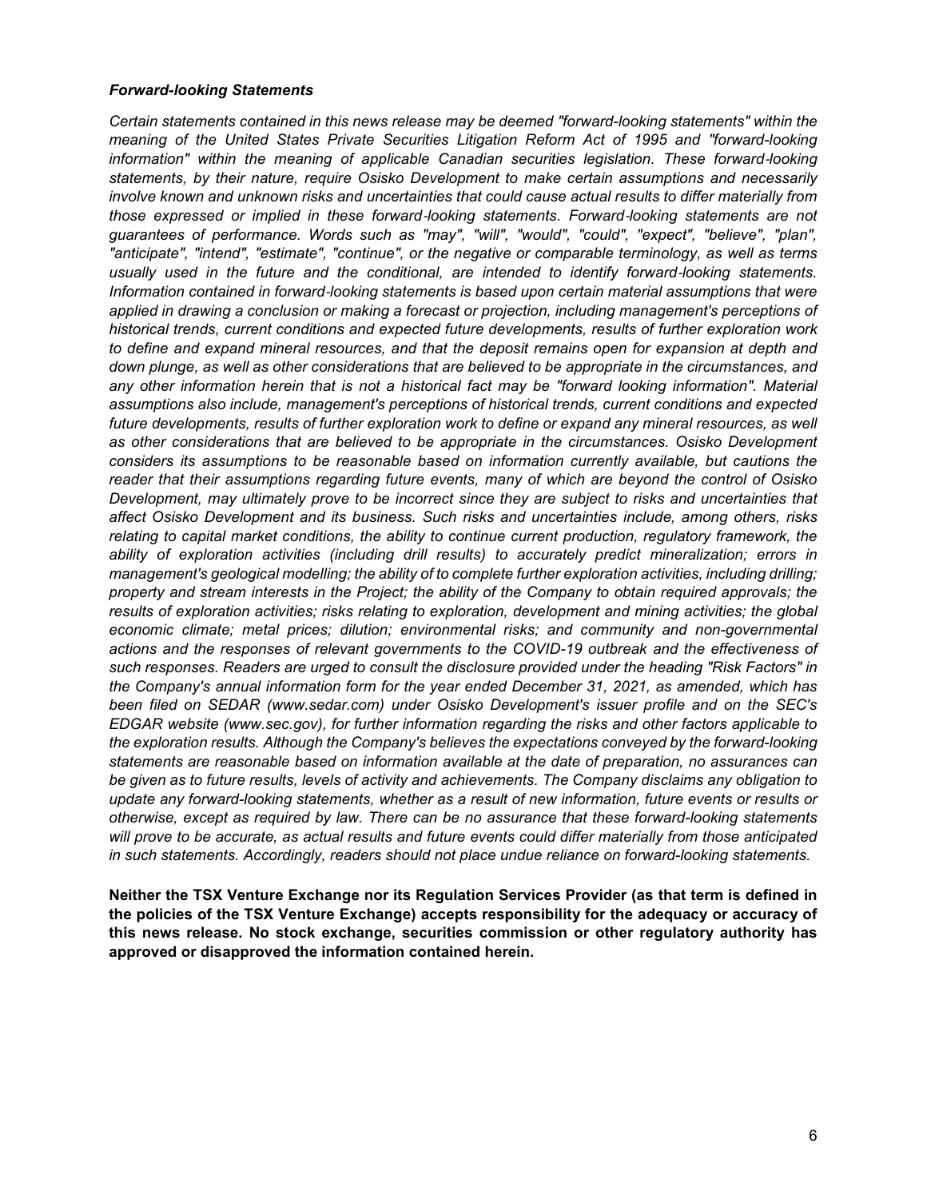***Forward-looking Statements***

*Certain statements contained in this news release may be deemed "forward-looking statements" within the meaning of the United States Private Securities Litigation Reform Act of 1995 and "forward-looking information" within the meaning of applicable Canadian securities legislation. These forward-looking statements, by their nature, require Osisko Development to make certain assumptions and necessarily involve known and unknown risks and uncertainties that could cause actual results to differ materially from those expressed or implied in these forward-looking statements. Forward-looking statements are not guarantees of performance. Words such as "may", "will", "would", "could", "expect", "believe", "plan", "anticipate", "intend", "estimate", "continue", or the negative or comparable terminology, as well as terms usually used in the future and the conditional, are intended to identify forward-looking statements. Information contained in forward-looking statements is based upon certain material assumptions that were applied in drawing a conclusion or making a forecast or projection, including management's perceptions of historical trends, current conditions and expected future developments, results of further exploration work to define and expand mineral resources, and that the deposit remains open for expansion at depth and down plunge, as well as other considerations that are believed to be appropriate in the circumstances, and any other information herein that is not a historical fact may be "forward looking information". Material assumptions also include, management's perceptions of historical trends, current conditions and expected future developments, results of further exploration work to define or expand any mineral resources, as well as other considerations that are believed to be appropriate in the circumstances. Osisko Development considers its assumptions to be reasonable based on information currently available, but cautions the reader that their assumptions regarding future events, many of which are beyond the control of Osisko Development, may ultimately prove to be incorrect since they are subject to risks and uncertainties that affect Osisko Development and its business. Such risks and uncertainties include, among others, risks relating to capital market conditions, the ability to continue current production, regulatory framework, the ability of exploration activities (including drill results) to accurately predict mineralization; errors in management's geological modelling; the ability of to complete further exploration activities, including drilling; property and stream interests in the Project; the ability of the Company to obtain required approvals; the results of exploration activities; risks relating to exploration, development and mining activities; the global economic climate; metal prices; dilution; environmental risks; and community and non-governmental actions and the responses of relevant governments to the COVID-19 outbreak and the effectiveness of such responses. Readers are urged to consult the disclosure provided under the heading "Risk Factors" in the Company's annual information form for the year ended December 31, 2021, as amended, which has been filed on SEDAR (www.sedar.com) under Osisko Development's issuer profile and on the SEC's EDGAR website (www.sec.gov), for further information regarding the risks and other factors applicable to the exploration results. Although the Company's believes the expectations conveyed by the forward-looking statements are reasonable based on information available at the date of preparation, no assurances can be given as to future results, levels of activity and achievements. The Company disclaims any obligation to update any forward-looking statements, whether as a result of new information, future events or results or otherwise, except as required by law. There can be no assurance that these forward-looking statements will prove to be accurate, as actual results and future events could differ materially from those anticipated in such statements. Accordingly, readers should not place undue reliance on forward-looking statements.*

**Neither the TSX Venture Exchange nor its Regulation Services Provider (as that term is defined in the policies of the TSX Venture Exchange) accepts responsibility for the adequacy or accuracy of this news release. No stock exchange, securities commission or other regulatory authority has approved or disapproved the information contained herein.**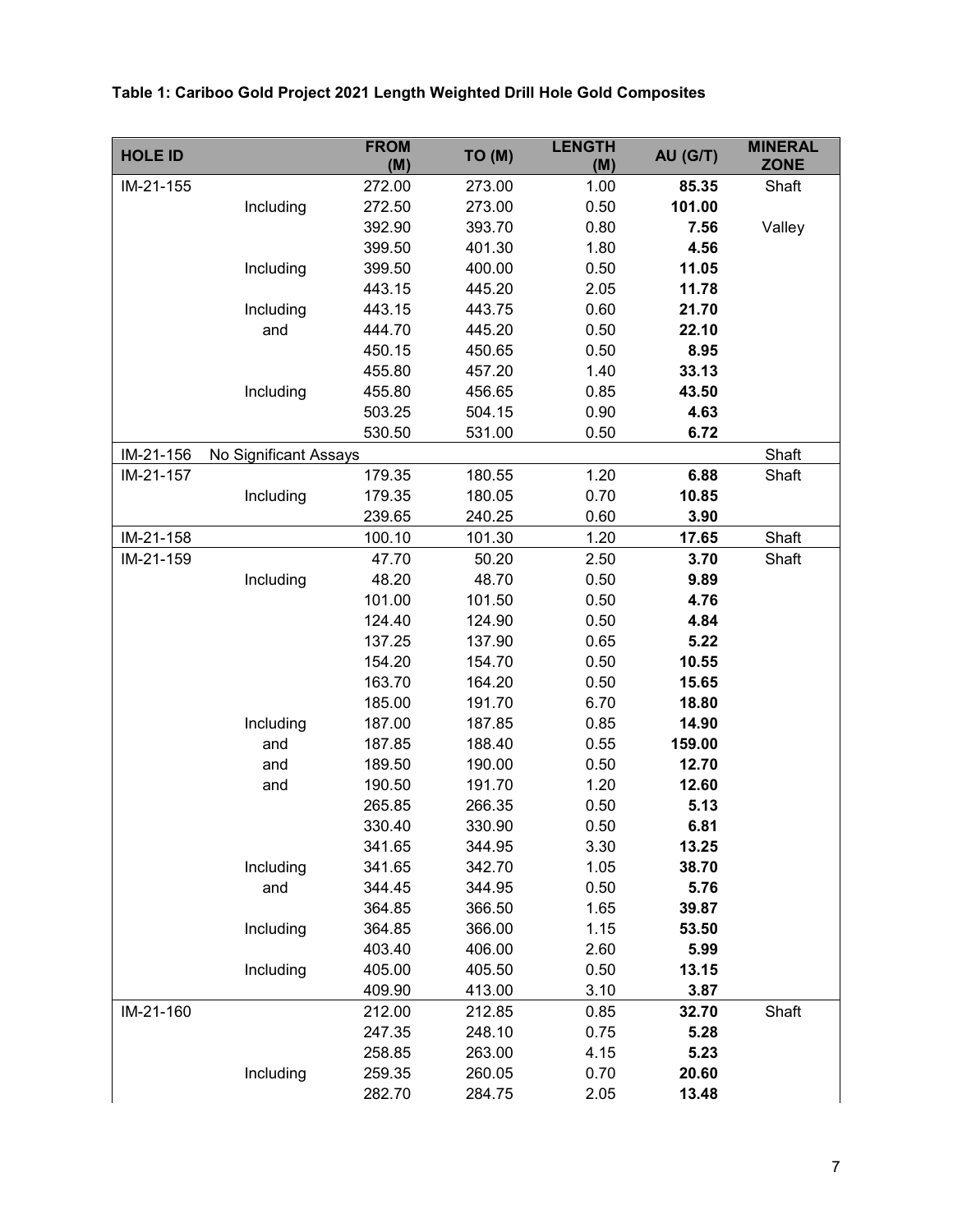**Table 1: Cariboo Gold Project 2021 Length Weighted Drill Hole Gold Composites**

| HOLE ID | | FROM (M) | TO (M) | LENGTH (M) | AU (G/T) | MINERAL ZONE |
|---|---|---|---|---|---|---|
| IM-21-155 | | 272.00 | 273.00 | 1.00 | **85.35** | Shaft |
| | Including | 272.50 | 273.00 | 0.50 | **101.00** | |
| | | 392.90 | 393.70 | 0.80 | **7.56** | Valley |
| | | 399.50 | 401.30 | 1.80 | **4.56** | |
| | Including | 399.50 | 400.00 | 0.50 | **11.05** | |
| | | 443.15 | 445.20 | 2.05 | **11.78** | |
| | Including | 443.15 | 443.75 | 0.60 | **21.70** | |
| | and | 444.70 | 445.20 | 0.50 | **22.10** | |
| | | 450.15 | 450.65 | 0.50 | **8.95** | |
| | | 455.80 | 457.20 | 1.40 | **33.13** | |
| | Including | 455.80 | 456.65 | 0.85 | **43.50** | |
| | | 503.25 | 504.15 | 0.90 | **4.63** | |
| | | 530.50 | 531.00 | 0.50 | **6.72** | |
| IM-21-156 | No Significant Assays | | | | | Shaft |
| IM-21-157 | | 179.35 | 180.55 | 1.20 | **6.88** | Shaft |
| | Including | 179.35 | 180.05 | 0.70 | **10.85** | |
| | | 239.65 | 240.25 | 0.60 | **3.90** | |
| IM-21-158 | | 100.10 | 101.30 | 1.20 | **17.65** | Shaft |
| IM-21-159 | | 47.70 | 50.20 | 2.50 | **3.70** | Shaft |
| | Including | 48.20 | 48.70 | 0.50 | **9.89** | |
| | | 101.00 | 101.50 | 0.50 | **4.76** | |
| | | 124.40 | 124.90 | 0.50 | **4.84** | |
| | | 137.25 | 137.90 | 0.65 | **5.22** | |
| | | 154.20 | 154.70 | 0.50 | **10.55** | |
| | | 163.70 | 164.20 | 0.50 | **15.65** | |
| | | 185.00 | 191.70 | 6.70 | **18.80** | |
| | Including | 187.00 | 187.85 | 0.85 | **14.90** | |
| | and | 187.85 | 188.40 | 0.55 | **159.00** | |
| | and | 189.50 | 190.00 | 0.50 | **12.70** | |
| | and | 190.50 | 191.70 | 1.20 | **12.60** | |
| | | 265.85 | 266.35 | 0.50 | **5.13** | |
| | | 330.40 | 330.90 | 0.50 | **6.81** | |
| | | 341.65 | 344.95 | 3.30 | **13.25** | |
| | Including | 341.65 | 342.70 | 1.05 | **38.70** | |
| | and | 344.45 | 344.95 | 0.50 | **5.76** | |
| | | 364.85 | 366.50 | 1.65 | **39.87** | |
| | Including | 364.85 | 366.00 | 1.15 | **53.50** | |
| | | 403.40 | 406.00 | 2.60 | **5.99** | |
| | Including | 405.00 | 405.50 | 0.50 | **13.15** | |
| | | 409.90 | 413.00 | 3.10 | **3.87** | |
| IM-21-160 | | 212.00 | 212.85 | 0.85 | **32.70** | Shaft |
| | | 247.35 | 248.10 | 0.75 | **5.28** | |
| | | 258.85 | 263.00 | 4.15 | **5.23** | |
| | Including | 259.35 | 260.05 | 0.70 | **20.60** | |
| | | 282.70 | 284.75 | 2.05 | **13.48** | |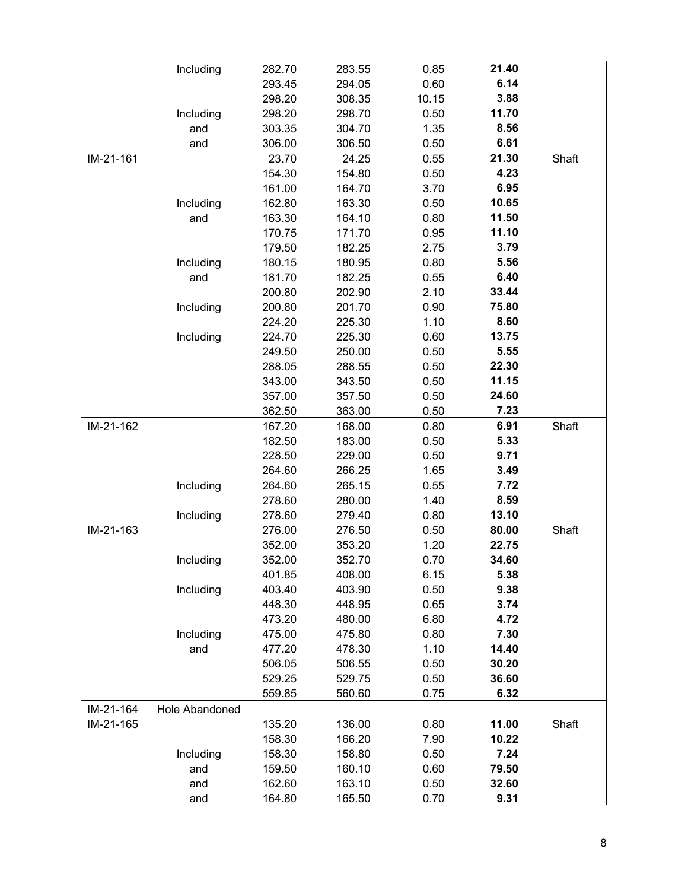| | | | | | | |
|---|---|---|---|---|---|---|
| | Including | 282.70 | 283.55 | 0.85 | **21.40** | |
| | | 293.45 | 294.05 | 0.60 | **6.14** | |
| | | 298.20 | 308.35 | 10.15 | **3.88** | |
| | Including | 298.20 | 298.70 | 0.50 | **11.70** | |
| | and | 303.35 | 304.70 | 1.35 | **8.56** | |
| | and | 306.00 | 306.50 | 0.50 | **6.61** | |
| IM-21-161 | | 23.70 | 24.25 | 0.55 | **21.30** | Shaft |
| | | 154.30 | 154.80 | 0.50 | **4.23** | |
| | | 161.00 | 164.70 | 3.70 | **6.95** | |
| | Including | 162.80 | 163.30 | 0.50 | **10.65** | |
| | and | 163.30 | 164.10 | 0.80 | **11.50** | |
| | | 170.75 | 171.70 | 0.95 | **11.10** | |
| | | 179.50 | 182.25 | 2.75 | **3.79** | |
| | Including | 180.15 | 180.95 | 0.80 | **5.56** | |
| | and | 181.70 | 182.25 | 0.55 | **6.40** | |
| | | 200.80 | 202.90 | 2.10 | **33.44** | |
| | Including | 200.80 | 201.70 | 0.90 | **75.80** | |
| | | 224.20 | 225.30 | 1.10 | **8.60** | |
| | Including | 224.70 | 225.30 | 0.60 | **13.75** | |
| | | 249.50 | 250.00 | 0.50 | **5.55** | |
| | | 288.05 | 288.55 | 0.50 | **22.30** | |
| | | 343.00 | 343.50 | 0.50 | **11.15** | |
| | | 357.00 | 357.50 | 0.50 | **24.60** | |
| | | 362.50 | 363.00 | 0.50 | **7.23** | |
| IM-21-162 | | 167.20 | 168.00 | 0.80 | **6.91** | Shaft |
| | | 182.50 | 183.00 | 0.50 | **5.33** | |
| | | 228.50 | 229.00 | 0.50 | **9.71** | |
| | | 264.60 | 266.25 | 1.65 | **3.49** | |
| | Including | 264.60 | 265.15 | 0.55 | **7.72** | |
| | | 278.60 | 280.00 | 1.40 | **8.59** | |
| | Including | 278.60 | 279.40 | 0.80 | **13.10** | |
| IM-21-163 | | 276.00 | 276.50 | 0.50 | **80.00** | Shaft |
| | | 352.00 | 353.20 | 1.20 | **22.75** | |
| | Including | 352.00 | 352.70 | 0.70 | **34.60** | |
| | | 401.85 | 408.00 | 6.15 | **5.38** | |
| | Including | 403.40 | 403.90 | 0.50 | **9.38** | |
| | | 448.30 | 448.95 | 0.65 | **3.74** | |
| | | 473.20 | 480.00 | 6.80 | **4.72** | |
| | Including | 475.00 | 475.80 | 0.80 | **7.30** | |
| | and | 477.20 | 478.30 | 1.10 | **14.40** | |
| | | 506.05 | 506.55 | 0.50 | **30.20** | |
| | | 529.25 | 529.75 | 0.50 | **36.60** | |
| | | 559.85 | 560.60 | 0.75 | **6.32** | |
| IM-21-164 | Hole Abandoned | | | | | |
| IM-21-165 | | 135.20 | 136.00 | 0.80 | **11.00** | Shaft |
| | | 158.30 | 166.20 | 7.90 | **10.22** | |
| | Including | 158.30 | 158.80 | 0.50 | **7.24** | |
| | and | 159.50 | 160.10 | 0.60 | **79.50** | |
| | and | 162.60 | 163.10 | 0.50 | **32.60** | |
| | and | 164.80 | 165.50 | 0.70 | **9.31** | |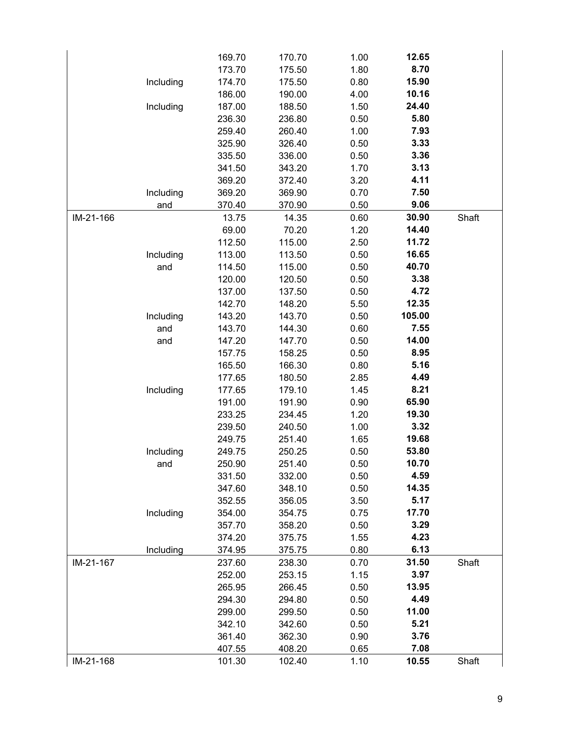| | | | | | | |
|---|---|---|---|---|---|---|
| | | 169.70 | 170.70 | 1.00 | **12.65** | |
| | | 173.70 | 175.50 | 1.80 | **8.70** | |
| | Including | 174.70 | 175.50 | 0.80 | **15.90** | |
| | | 186.00 | 190.00 | 4.00 | **10.16** | |
| | Including | 187.00 | 188.50 | 1.50 | **24.40** | |
| | | 236.30 | 236.80 | 0.50 | **5.80** | |
| | | 259.40 | 260.40 | 1.00 | **7.93** | |
| | | 325.90 | 326.40 | 0.50 | **3.33** | |
| | | 335.50 | 336.00 | 0.50 | **3.36** | |
| | | 341.50 | 343.20 | 1.70 | **3.13** | |
| | | 369.20 | 372.40 | 3.20 | **4.11** | |
| | Including | 369.20 | 369.90 | 0.70 | **7.50** | |
| | and | 370.40 | 370.90 | 0.50 | **9.06** | |
| IM-21-166 | | 13.75 | 14.35 | 0.60 | **30.90** | Shaft |
| | | 69.00 | 70.20 | 1.20 | **14.40** | |
| | | 112.50 | 115.00 | 2.50 | **11.72** | |
| | Including | 113.00 | 113.50 | 0.50 | **16.65** | |
| | and | 114.50 | 115.00 | 0.50 | **40.70** | |
| | | 120.00 | 120.50 | 0.50 | **3.38** | |
| | | 137.00 | 137.50 | 0.50 | **4.72** | |
| | | 142.70 | 148.20 | 5.50 | **12.35** | |
| | Including | 143.20 | 143.70 | 0.50 | **105.00** | |
| | and | 143.70 | 144.30 | 0.60 | **7.55** | |
| | and | 147.20 | 147.70 | 0.50 | **14.00** | |
| | | 157.75 | 158.25 | 0.50 | **8.95** | |
| | | 165.50 | 166.30 | 0.80 | **5.16** | |
| | | 177.65 | 180.50 | 2.85 | **4.49** | |
| | Including | 177.65 | 179.10 | 1.45 | **8.21** | |
| | | 191.00 | 191.90 | 0.90 | **65.90** | |
| | | 233.25 | 234.45 | 1.20 | **19.30** | |
| | | 239.50 | 240.50 | 1.00 | **3.32** | |
| | | 249.75 | 251.40 | 1.65 | **19.68** | |
| | Including | 249.75 | 250.25 | 0.50 | **53.80** | |
| | and | 250.90 | 251.40 | 0.50 | **10.70** | |
| | | 331.50 | 332.00 | 0.50 | **4.59** | |
| | | 347.60 | 348.10 | 0.50 | **14.35** | |
| | | 352.55 | 356.05 | 3.50 | **5.17** | |
| | Including | 354.00 | 354.75 | 0.75 | **17.70** | |
| | | 357.70 | 358.20 | 0.50 | **3.29** | |
| | | 374.20 | 375.75 | 1.55 | **4.23** | |
| | Including | 374.95 | 375.75 | 0.80 | **6.13** | |
| IM-21-167 | | 237.60 | 238.30 | 0.70 | **31.50** | Shaft |
| | | 252.00 | 253.15 | 1.15 | **3.97** | |
| | | 265.95 | 266.45 | 0.50 | **13.95** | |
| | | 294.30 | 294.80 | 0.50 | **4.49** | |
| | | 299.00 | 299.50 | 0.50 | **11.00** | |
| | | 342.10 | 342.60 | 0.50 | **5.21** | |
| | | 361.40 | 362.30 | 0.90 | **3.76** | |
| | | 407.55 | 408.20 | 0.65 | **7.08** | |
| IM-21-168 | | 101.30 | 102.40 | 1.10 | **10.55** | Shaft |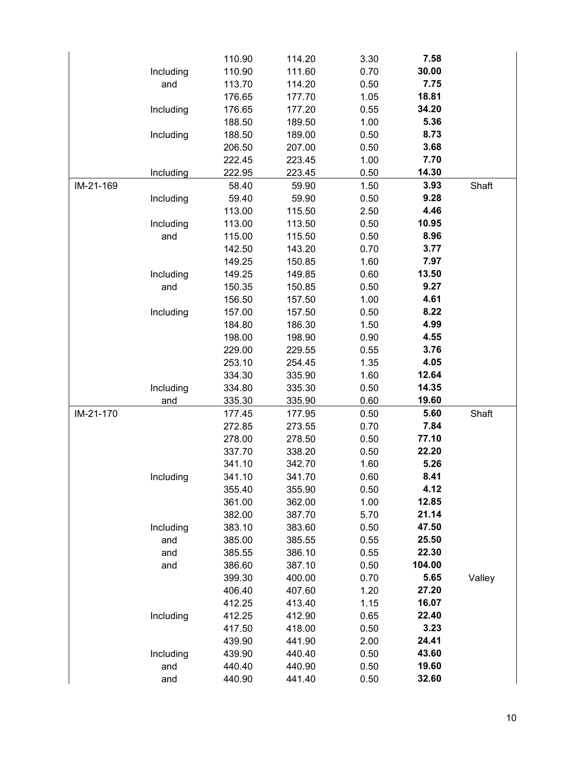| | | | | | | |
|---|---|---|---|---|---|---|
| | | 110.90 | 114.20 | 3.30 | **7.58** | |
| | Including | 110.90 | 111.60 | 0.70 | **30.00** | |
| | and | 113.70 | 114.20 | 0.50 | **7.75** | |
| | | 176.65 | 177.70 | 1.05 | **18.81** | |
| | Including | 176.65 | 177.20 | 0.55 | **34.20** | |
| | | 188.50 | 189.50 | 1.00 | **5.36** | |
| | Including | 188.50 | 189.00 | 0.50 | **8.73** | |
| | | 206.50 | 207.00 | 0.50 | **3.68** | |
| | | 222.45 | 223.45 | 1.00 | **7.70** | |
| | Including | 222.95 | 223.45 | 0.50 | **14.30** | |
| IM-21-169 | | 58.40 | 59.90 | 1.50 | **3.93** | Shaft |
| | Including | 59.40 | 59.90 | 0.50 | **9.28** | |
| | | 113.00 | 115.50 | 2.50 | **4.46** | |
| | Including | 113.00 | 113.50 | 0.50 | **10.95** | |
| | and | 115.00 | 115.50 | 0.50 | **8.96** | |
| | | 142.50 | 143.20 | 0.70 | **3.77** | |
| | | 149.25 | 150.85 | 1.60 | **7.97** | |
| | Including | 149.25 | 149.85 | 0.60 | **13.50** | |
| | and | 150.35 | 150.85 | 0.50 | **9.27** | |
| | | 156.50 | 157.50 | 1.00 | **4.61** | |
| | Including | 157.00 | 157.50 | 0.50 | **8.22** | |
| | | 184.80 | 186.30 | 1.50 | **4.99** | |
| | | 198.00 | 198.90 | 0.90 | **4.55** | |
| | | 229.00 | 229.55 | 0.55 | **3.76** | |
| | | 253.10 | 254.45 | 1.35 | **4.05** | |
| | | 334.30 | 335.90 | 1.60 | **12.64** | |
| | Including | 334.80 | 335.30 | 0.50 | **14.35** | |
| | and | 335.30 | 335.90 | 0.60 | **19.60** | |
| IM-21-170 | | 177.45 | 177.95 | 0.50 | **5.60** | Shaft |
| | | 272.85 | 273.55 | 0.70 | **7.84** | |
| | | 278.00 | 278.50 | 0.50 | **77.10** | |
| | | 337.70 | 338.20 | 0.50 | **22.20** | |
| | | 341.10 | 342.70 | 1.60 | **5.26** | |
| | Including | 341.10 | 341.70 | 0.60 | **8.41** | |
| | | 355.40 | 355.90 | 0.50 | **4.12** | |
| | | 361.00 | 362.00 | 1.00 | **12.85** | |
| | | 382.00 | 387.70 | 5.70 | **21.14** | |
| | Including | 383.10 | 383.60 | 0.50 | **47.50** | |
| | and | 385.00 | 385.55 | 0.55 | **25.50** | |
| | and | 385.55 | 386.10 | 0.55 | **22.30** | |
| | and | 386.60 | 387.10 | 0.50 | **104.00** | |
| | | 399.30 | 400.00 | 0.70 | **5.65** | Valley |
| | | 406.40 | 407.60 | 1.20 | **27.20** | |
| | | 412.25 | 413.40 | 1.15 | **16.07** | |
| | Including | 412.25 | 412.90 | 0.65 | **22.40** | |
| | | 417.50 | 418.00 | 0.50 | **3.23** | |
| | | 439.90 | 441.90 | 2.00 | **24.41** | |
| | Including | 439.90 | 440.40 | 0.50 | **43.60** | |
| | and | 440.40 | 440.90 | 0.50 | **19.60** | |
| | and | 440.90 | 441.40 | 0.50 | **32.60** | |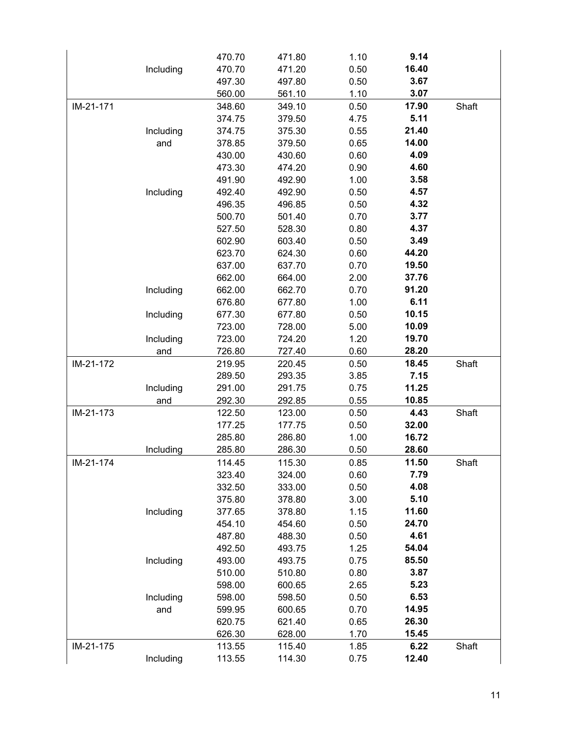| | | | | | | |
|---|---|---|---|---|---|---|
| | | 470.70 | 471.80 | 1.10 | **9.14** | |
| | Including | 470.70 | 471.20 | 0.50 | **16.40** | |
| | | 497.30 | 497.80 | 0.50 | **3.67** | |
| | | 560.00 | 561.10 | 1.10 | **3.07** | |
| IM-21-171 | | 348.60 | 349.10 | 0.50 | **17.90** | Shaft |
| | | 374.75 | 379.50 | 4.75 | **5.11** | |
| | Including | 374.75 | 375.30 | 0.55 | **21.40** | |
| | and | 378.85 | 379.50 | 0.65 | **14.00** | |
| | | 430.00 | 430.60 | 0.60 | **4.09** | |
| | | 473.30 | 474.20 | 0.90 | **4.60** | |
| | | 491.90 | 492.90 | 1.00 | **3.58** | |
| | Including | 492.40 | 492.90 | 0.50 | **4.57** | |
| | | 496.35 | 496.85 | 0.50 | **4.32** | |
| | | 500.70 | 501.40 | 0.70 | **3.77** | |
| | | 527.50 | 528.30 | 0.80 | **4.37** | |
| | | 602.90 | 603.40 | 0.50 | **3.49** | |
| | | 623.70 | 624.30 | 0.60 | **44.20** | |
| | | 637.00 | 637.70 | 0.70 | **19.50** | |
| | | 662.00 | 664.00 | 2.00 | **37.76** | |
| | Including | 662.00 | 662.70 | 0.70 | **91.20** | |
| | | 676.80 | 677.80 | 1.00 | **6.11** | |
| | Including | 677.30 | 677.80 | 0.50 | **10.15** | |
| | | 723.00 | 728.00 | 5.00 | **10.09** | |
| | Including | 723.00 | 724.20 | 1.20 | **19.70** | |
| | and | 726.80 | 727.40 | 0.60 | **28.20** | |
| IM-21-172 | | 219.95 | 220.45 | 0.50 | **18.45** | Shaft |
| | | 289.50 | 293.35 | 3.85 | **7.15** | |
| | Including | 291.00 | 291.75 | 0.75 | **11.25** | |
| | and | 292.30 | 292.85 | 0.55 | **10.85** | |
| IM-21-173 | | 122.50 | 123.00 | 0.50 | **4.43** | Shaft |
| | | 177.25 | 177.75 | 0.50 | **32.00** | |
| | | 285.80 | 286.80 | 1.00 | **16.72** | |
| | Including | 285.80 | 286.30 | 0.50 | **28.60** | |
| IM-21-174 | | 114.45 | 115.30 | 0.85 | **11.50** | Shaft |
| | | 323.40 | 324.00 | 0.60 | **7.79** | |
| | | 332.50 | 333.00 | 0.50 | **4.08** | |
| | | 375.80 | 378.80 | 3.00 | **5.10** | |
| | Including | 377.65 | 378.80 | 1.15 | **11.60** | |
| | | 454.10 | 454.60 | 0.50 | **24.70** | |
| | | 487.80 | 488.30 | 0.50 | **4.61** | |
| | | 492.50 | 493.75 | 1.25 | **54.04** | |
| | Including | 493.00 | 493.75 | 0.75 | **85.50** | |
| | | 510.00 | 510.80 | 0.80 | **3.87** | |
| | | 598.00 | 600.65 | 2.65 | **5.23** | |
| | Including | 598.00 | 598.50 | 0.50 | **6.53** | |
| | and | 599.95 | 600.65 | 0.70 | **14.95** | |
| | | 620.75 | 621.40 | 0.65 | **26.30** | |
| | | 626.30 | 628.00 | 1.70 | **15.45** | |
| IM-21-175 | | 113.55 | 115.40 | 1.85 | **6.22** | Shaft |
| | Including | 113.55 | 114.30 | 0.75 | **12.40** | |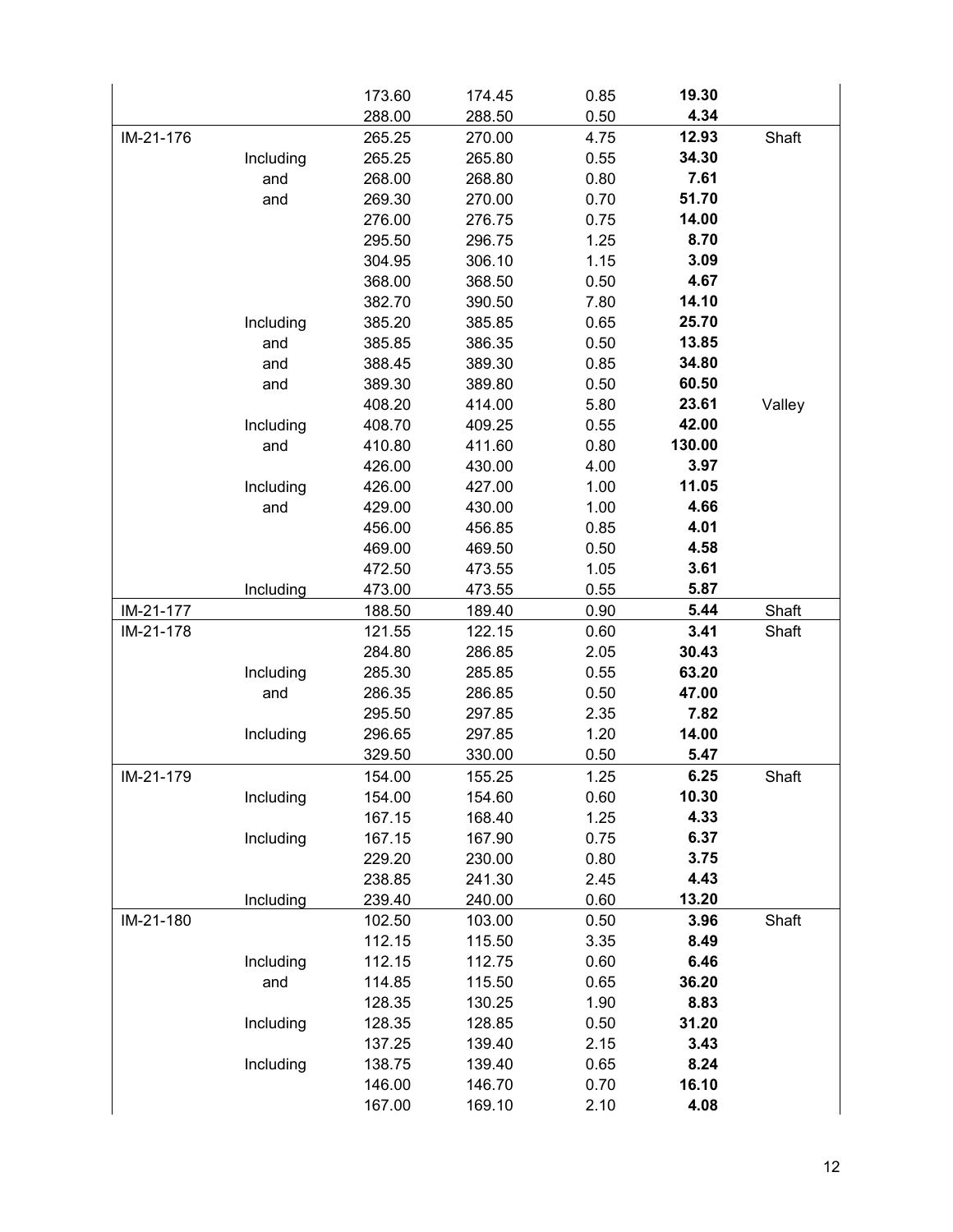| | | | | | | |
|---|---|---|---|---|---|---|
| | | 173.60 | 174.45 | 0.85 | **19.30** | |
| | | 288.00 | 288.50 | 0.50 | **4.34** | |
| IM-21-176 | | 265.25 | 270.00 | 4.75 | **12.93** | Shaft |
| | Including | 265.25 | 265.80 | 0.55 | **34.30** | |
| | and | 268.00 | 268.80 | 0.80 | **7.61** | |
| | and | 269.30 | 270.00 | 0.70 | **51.70** | |
| | | 276.00 | 276.75 | 0.75 | **14.00** | |
| | | 295.50 | 296.75 | 1.25 | **8.70** | |
| | | 304.95 | 306.10 | 1.15 | **3.09** | |
| | | 368.00 | 368.50 | 0.50 | **4.67** | |
| | | 382.70 | 390.50 | 7.80 | **14.10** | |
| | Including | 385.20 | 385.85 | 0.65 | **25.70** | |
| | and | 385.85 | 386.35 | 0.50 | **13.85** | |
| | and | 388.45 | 389.30 | 0.85 | **34.80** | |
| | and | 389.30 | 389.80 | 0.50 | **60.50** | |
| | | 408.20 | 414.00 | 5.80 | **23.61** | Valley |
| | Including | 408.70 | 409.25 | 0.55 | **42.00** | |
| | and | 410.80 | 411.60 | 0.80 | **130.00** | |
| | | 426.00 | 430.00 | 4.00 | **3.97** | |
| | Including | 426.00 | 427.00 | 1.00 | **11.05** | |
| | and | 429.00 | 430.00 | 1.00 | **4.66** | |
| | | 456.00 | 456.85 | 0.85 | **4.01** | |
| | | 469.00 | 469.50 | 0.50 | **4.58** | |
| | | 472.50 | 473.55 | 1.05 | **3.61** | |
| | Including | 473.00 | 473.55 | 0.55 | **5.87** | |
| IM-21-177 | | 188.50 | 189.40 | 0.90 | **5.44** | Shaft |
| IM-21-178 | | 121.55 | 122.15 | 0.60 | **3.41** | Shaft |
| | | 284.80 | 286.85 | 2.05 | **30.43** | |
| | Including | 285.30 | 285.85 | 0.55 | **63.20** | |
| | and | 286.35 | 286.85 | 0.50 | **47.00** | |
| | | 295.50 | 297.85 | 2.35 | **7.82** | |
| | Including | 296.65 | 297.85 | 1.20 | **14.00** | |
| | | 329.50 | 330.00 | 0.50 | **5.47** | |
| IM-21-179 | | 154.00 | 155.25 | 1.25 | **6.25** | Shaft |
| | Including | 154.00 | 154.60 | 0.60 | **10.30** | |
| | | 167.15 | 168.40 | 1.25 | **4.33** | |
| | Including | 167.15 | 167.90 | 0.75 | **6.37** | |
| | | 229.20 | 230.00 | 0.80 | **3.75** | |
| | | 238.85 | 241.30 | 2.45 | **4.43** | |
| | Including | 239.40 | 240.00 | 0.60 | **13.20** | |
| IM-21-180 | | 102.50 | 103.00 | 0.50 | **3.96** | Shaft |
| | | 112.15 | 115.50 | 3.35 | **8.49** | |
| | Including | 112.15 | 112.75 | 0.60 | **6.46** | |
| | and | 114.85 | 115.50 | 0.65 | **36.20** | |
| | | 128.35 | 130.25 | 1.90 | **8.83** | |
| | Including | 128.35 | 128.85 | 0.50 | **31.20** | |
| | | 137.25 | 139.40 | 2.15 | **3.43** | |
| | Including | 138.75 | 139.40 | 0.65 | **8.24** | |
| | | 146.00 | 146.70 | 0.70 | **16.10** | |
| | | 167.00 | 169.10 | 2.10 | **4.08** | |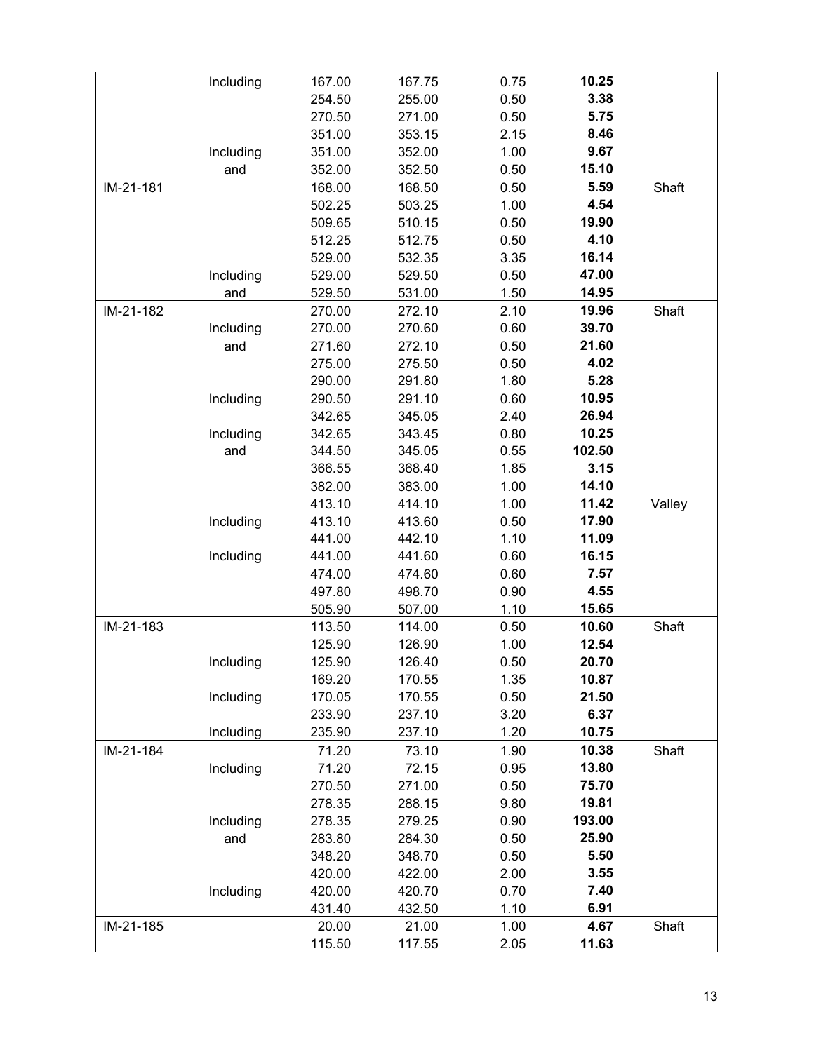| | | | | | | |
|---|---|---|---|---|---|---|
| | Including | 167.00 | 167.75 | 0.75 | **10.25** | |
| | | 254.50 | 255.00 | 0.50 | **3.38** | |
| | | 270.50 | 271.00 | 0.50 | **5.75** | |
| | | 351.00 | 353.15 | 2.15 | **8.46** | |
| | Including | 351.00 | 352.00 | 1.00 | **9.67** | |
| | and | 352.00 | 352.50 | 0.50 | **15.10** | |
| IM-21-181 | | 168.00 | 168.50 | 0.50 | **5.59** | Shaft |
| | | 502.25 | 503.25 | 1.00 | **4.54** | |
| | | 509.65 | 510.15 | 0.50 | **19.90** | |
| | | 512.25 | 512.75 | 0.50 | **4.10** | |
| | | 529.00 | 532.35 | 3.35 | **16.14** | |
| | Including | 529.00 | 529.50 | 0.50 | **47.00** | |
| | and | 529.50 | 531.00 | 1.50 | **14.95** | |
| IM-21-182 | | 270.00 | 272.10 | 2.10 | **19.96** | Shaft |
| | Including | 270.00 | 270.60 | 0.60 | **39.70** | |
| | and | 271.60 | 272.10 | 0.50 | **21.60** | |
| | | 275.00 | 275.50 | 0.50 | **4.02** | |
| | | 290.00 | 291.80 | 1.80 | **5.28** | |
| | Including | 290.50 | 291.10 | 0.60 | **10.95** | |
| | | 342.65 | 345.05 | 2.40 | **26.94** | |
| | Including | 342.65 | 343.45 | 0.80 | **10.25** | |
| | and | 344.50 | 345.05 | 0.55 | **102.50** | |
| | | 366.55 | 368.40 | 1.85 | **3.15** | |
| | | 382.00 | 383.00 | 1.00 | **14.10** | |
| | | 413.10 | 414.10 | 1.00 | **11.42** | Valley |
| | Including | 413.10 | 413.60 | 0.50 | **17.90** | |
| | | 441.00 | 442.10 | 1.10 | **11.09** | |
| | Including | 441.00 | 441.60 | 0.60 | **16.15** | |
| | | 474.00 | 474.60 | 0.60 | **7.57** | |
| | | 497.80 | 498.70 | 0.90 | **4.55** | |
| | | 505.90 | 507.00 | 1.10 | **15.65** | |
| IM-21-183 | | 113.50 | 114.00 | 0.50 | **10.60** | Shaft |
| | | 125.90 | 126.90 | 1.00 | **12.54** | |
| | Including | 125.90 | 126.40 | 0.50 | **20.70** | |
| | | 169.20 | 170.55 | 1.35 | **10.87** | |
| | Including | 170.05 | 170.55 | 0.50 | **21.50** | |
| | | 233.90 | 237.10 | 3.20 | **6.37** | |
| | Including | 235.90 | 237.10 | 1.20 | **10.75** | |
| IM-21-184 | | 71.20 | 73.10 | 1.90 | **10.38** | Shaft |
| | Including | 71.20 | 72.15 | 0.95 | **13.80** | |
| | | 270.50 | 271.00 | 0.50 | **75.70** | |
| | | 278.35 | 288.15 | 9.80 | **19.81** | |
| | Including | 278.35 | 279.25 | 0.90 | **193.00** | |
| | and | 283.80 | 284.30 | 0.50 | **25.90** | |
| | | 348.20 | 348.70 | 0.50 | **5.50** | |
| | | 420.00 | 422.00 | 2.00 | **3.55** | |
| | Including | 420.00 | 420.70 | 0.70 | **7.40** | |
| | | 431.40 | 432.50 | 1.10 | **6.91** | |
| IM-21-185 | | 20.00 | 21.00 | 1.00 | **4.67** | Shaft |
| | | 115.50 | 117.55 | 2.05 | **11.63** | |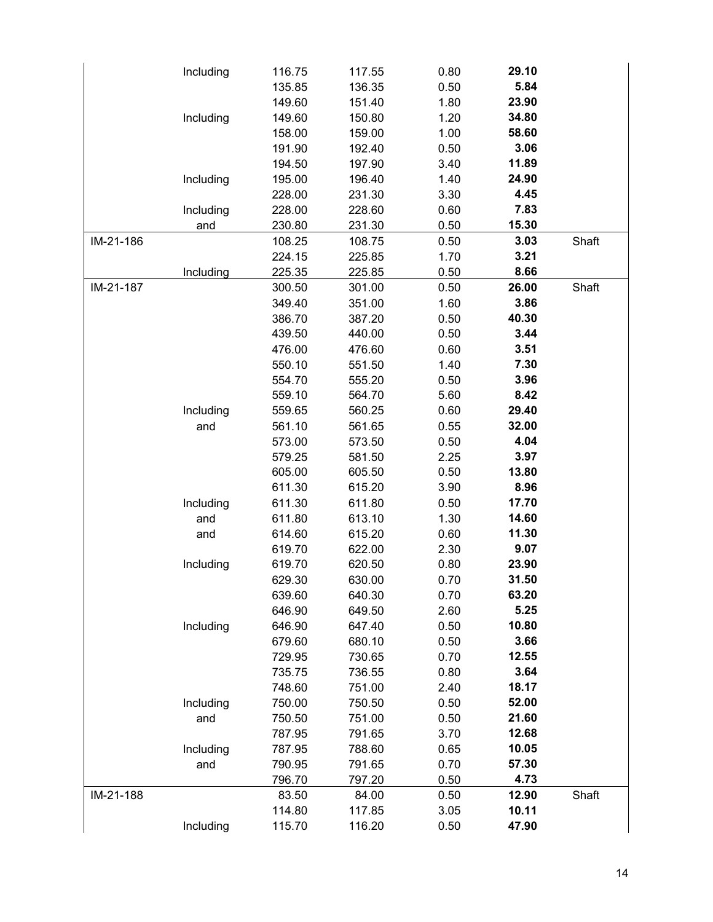| | | | | | | |
|---|---|---|---|---|---|---|
| | Including | 116.75 | 117.55 | 0.80 | **29.10** | |
| | | 135.85 | 136.35 | 0.50 | **5.84** | |
| | | 149.60 | 151.40 | 1.80 | **23.90** | |
| | Including | 149.60 | 150.80 | 1.20 | **34.80** | |
| | | 158.00 | 159.00 | 1.00 | **58.60** | |
| | | 191.90 | 192.40 | 0.50 | **3.06** | |
| | | 194.50 | 197.90 | 3.40 | **11.89** | |
| | Including | 195.00 | 196.40 | 1.40 | **24.90** | |
| | | 228.00 | 231.30 | 3.30 | **4.45** | |
| | Including | 228.00 | 228.60 | 0.60 | **7.83** | |
| | and | 230.80 | 231.30 | 0.50 | **15.30** | |
| IM-21-186 | | 108.25 | 108.75 | 0.50 | **3.03** | Shaft |
| | | 224.15 | 225.85 | 1.70 | **3.21** | |
| | Including | 225.35 | 225.85 | 0.50 | **8.66** | |
| IM-21-187 | | 300.50 | 301.00 | 0.50 | **26.00** | Shaft |
| | | 349.40 | 351.00 | 1.60 | **3.86** | |
| | | 386.70 | 387.20 | 0.50 | **40.30** | |
| | | 439.50 | 440.00 | 0.50 | **3.44** | |
| | | 476.00 | 476.60 | 0.60 | **3.51** | |
| | | 550.10 | 551.50 | 1.40 | **7.30** | |
| | | 554.70 | 555.20 | 0.50 | **3.96** | |
| | | 559.10 | 564.70 | 5.60 | **8.42** | |
| | Including | 559.65 | 560.25 | 0.60 | **29.40** | |
| | and | 561.10 | 561.65 | 0.55 | **32.00** | |
| | | 573.00 | 573.50 | 0.50 | **4.04** | |
| | | 579.25 | 581.50 | 2.25 | **3.97** | |
| | | 605.00 | 605.50 | 0.50 | **13.80** | |
| | | 611.30 | 615.20 | 3.90 | **8.96** | |
| | Including | 611.30 | 611.80 | 0.50 | **17.70** | |
| | and | 611.80 | 613.10 | 1.30 | **14.60** | |
| | and | 614.60 | 615.20 | 0.60 | **11.30** | |
| | | 619.70 | 622.00 | 2.30 | **9.07** | |
| | Including | 619.70 | 620.50 | 0.80 | **23.90** | |
| | | 629.30 | 630.00 | 0.70 | **31.50** | |
| | | 639.60 | 640.30 | 0.70 | **63.20** | |
| | | 646.90 | 649.50 | 2.60 | **5.25** | |
| | Including | 646.90 | 647.40 | 0.50 | **10.80** | |
| | | 679.60 | 680.10 | 0.50 | **3.66** | |
| | | 729.95 | 730.65 | 0.70 | **12.55** | |
| | | 735.75 | 736.55 | 0.80 | **3.64** | |
| | | 748.60 | 751.00 | 2.40 | **18.17** | |
| | Including | 750.00 | 750.50 | 0.50 | **52.00** | |
| | and | 750.50 | 751.00 | 0.50 | **21.60** | |
| | | 787.95 | 791.65 | 3.70 | **12.68** | |
| | Including | 787.95 | 788.60 | 0.65 | **10.05** | |
| | and | 790.95 | 791.65 | 0.70 | **57.30** | |
| | | 796.70 | 797.20 | 0.50 | **4.73** | |
| IM-21-188 | | 83.50 | 84.00 | 0.50 | **12.90** | Shaft |
| | | 114.80 | 117.85 | 3.05 | **10.11** | |
| | Including | 115.70 | 116.20 | 0.50 | **47.90** | |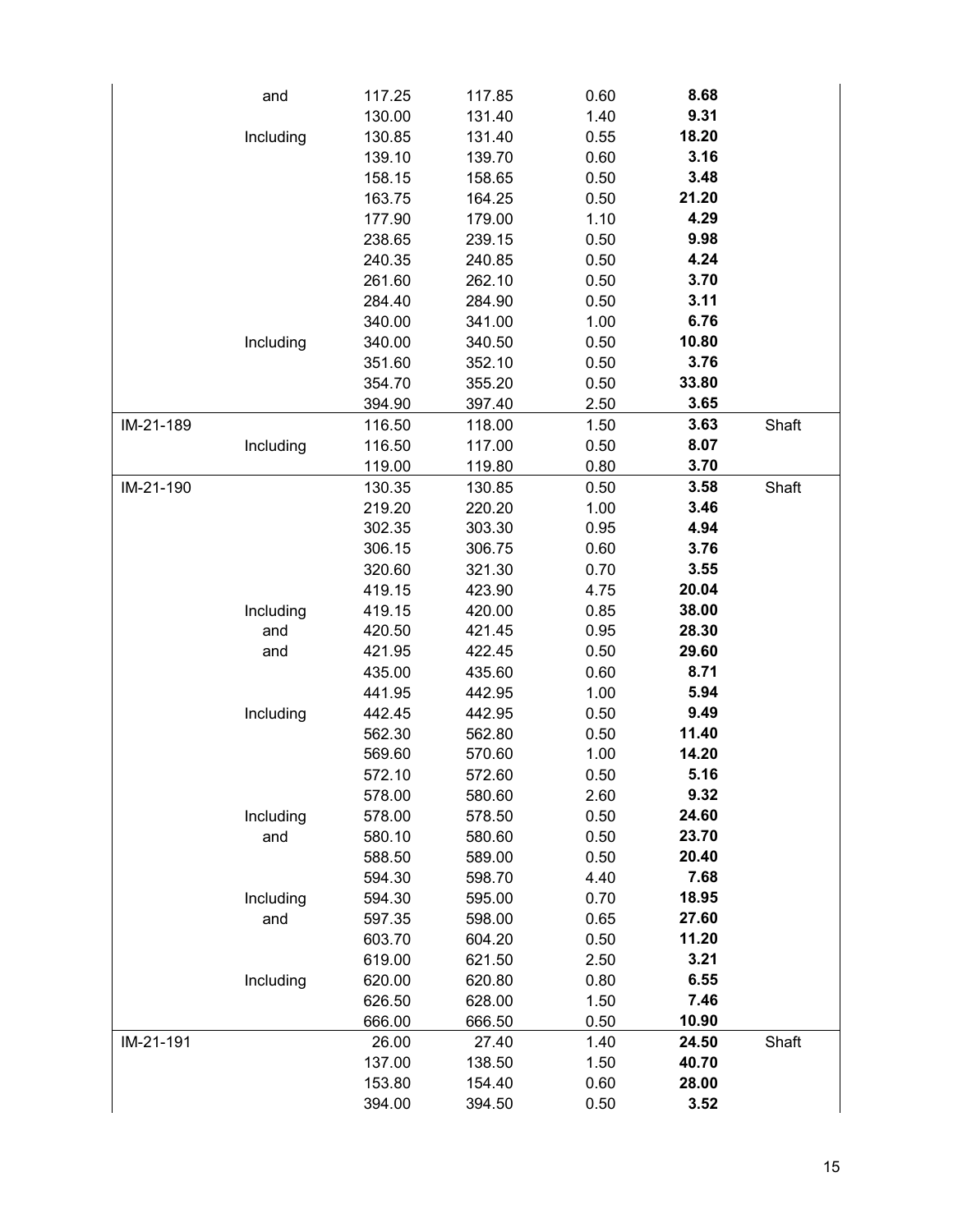| | | | | | | |
|---|---|---|---|---|---|---|
| | and | 117.25 | 117.85 | 0.60 | **8.68** | |
| | | 130.00 | 131.40 | 1.40 | **9.31** | |
| | Including | 130.85 | 131.40 | 0.55 | **18.20** | |
| | | 139.10 | 139.70 | 0.60 | **3.16** | |
| | | 158.15 | 158.65 | 0.50 | **3.48** | |
| | | 163.75 | 164.25 | 0.50 | **21.20** | |
| | | 177.90 | 179.00 | 1.10 | **4.29** | |
| | | 238.65 | 239.15 | 0.50 | **9.98** | |
| | | 240.35 | 240.85 | 0.50 | **4.24** | |
| | | 261.60 | 262.10 | 0.50 | **3.70** | |
| | | 284.40 | 284.90 | 0.50 | **3.11** | |
| | | 340.00 | 341.00 | 1.00 | **6.76** | |
| | Including | 340.00 | 340.50 | 0.50 | **10.80** | |
| | | 351.60 | 352.10 | 0.50 | **3.76** | |
| | | 354.70 | 355.20 | 0.50 | **33.80** | |
| | | 394.90 | 397.40 | 2.50 | **3.65** | |
| IM-21-189 | | 116.50 | 118.00 | 1.50 | **3.63** | Shaft |
| | Including | 116.50 | 117.00 | 0.50 | **8.07** | |
| | | 119.00 | 119.80 | 0.80 | **3.70** | |
| IM-21-190 | | 130.35 | 130.85 | 0.50 | **3.58** | Shaft |
| | | 219.20 | 220.20 | 1.00 | **3.46** | |
| | | 302.35 | 303.30 | 0.95 | **4.94** | |
| | | 306.15 | 306.75 | 0.60 | **3.76** | |
| | | 320.60 | 321.30 | 0.70 | **3.55** | |
| | | 419.15 | 423.90 | 4.75 | **20.04** | |
| | Including | 419.15 | 420.00 | 0.85 | **38.00** | |
| | and | 420.50 | 421.45 | 0.95 | **28.30** | |
| | and | 421.95 | 422.45 | 0.50 | **29.60** | |
| | | 435.00 | 435.60 | 0.60 | **8.71** | |
| | | 441.95 | 442.95 | 1.00 | **5.94** | |
| | Including | 442.45 | 442.95 | 0.50 | **9.49** | |
| | | 562.30 | 562.80 | 0.50 | **11.40** | |
| | | 569.60 | 570.60 | 1.00 | **14.20** | |
| | | 572.10 | 572.60 | 0.50 | **5.16** | |
| | | 578.00 | 580.60 | 2.60 | **9.32** | |
| | Including | 578.00 | 578.50 | 0.50 | **24.60** | |
| | and | 580.10 | 580.60 | 0.50 | **23.70** | |
| | | 588.50 | 589.00 | 0.50 | **20.40** | |
| | | 594.30 | 598.70 | 4.40 | **7.68** | |
| | Including | 594.30 | 595.00 | 0.70 | **18.95** | |
| | and | 597.35 | 598.00 | 0.65 | **27.60** | |
| | | 603.70 | 604.20 | 0.50 | **11.20** | |
| | | 619.00 | 621.50 | 2.50 | **3.21** | |
| | Including | 620.00 | 620.80 | 0.80 | **6.55** | |
| | | 626.50 | 628.00 | 1.50 | **7.46** | |
| | | 666.00 | 666.50 | 0.50 | **10.90** | |
| IM-21-191 | | 26.00 | 27.40 | 1.40 | **24.50** | Shaft |
| | | 137.00 | 138.50 | 1.50 | **40.70** | |
| | | 153.80 | 154.40 | 0.60 | **28.00** | |
| | | 394.00 | 394.50 | 0.50 | **3.52** | |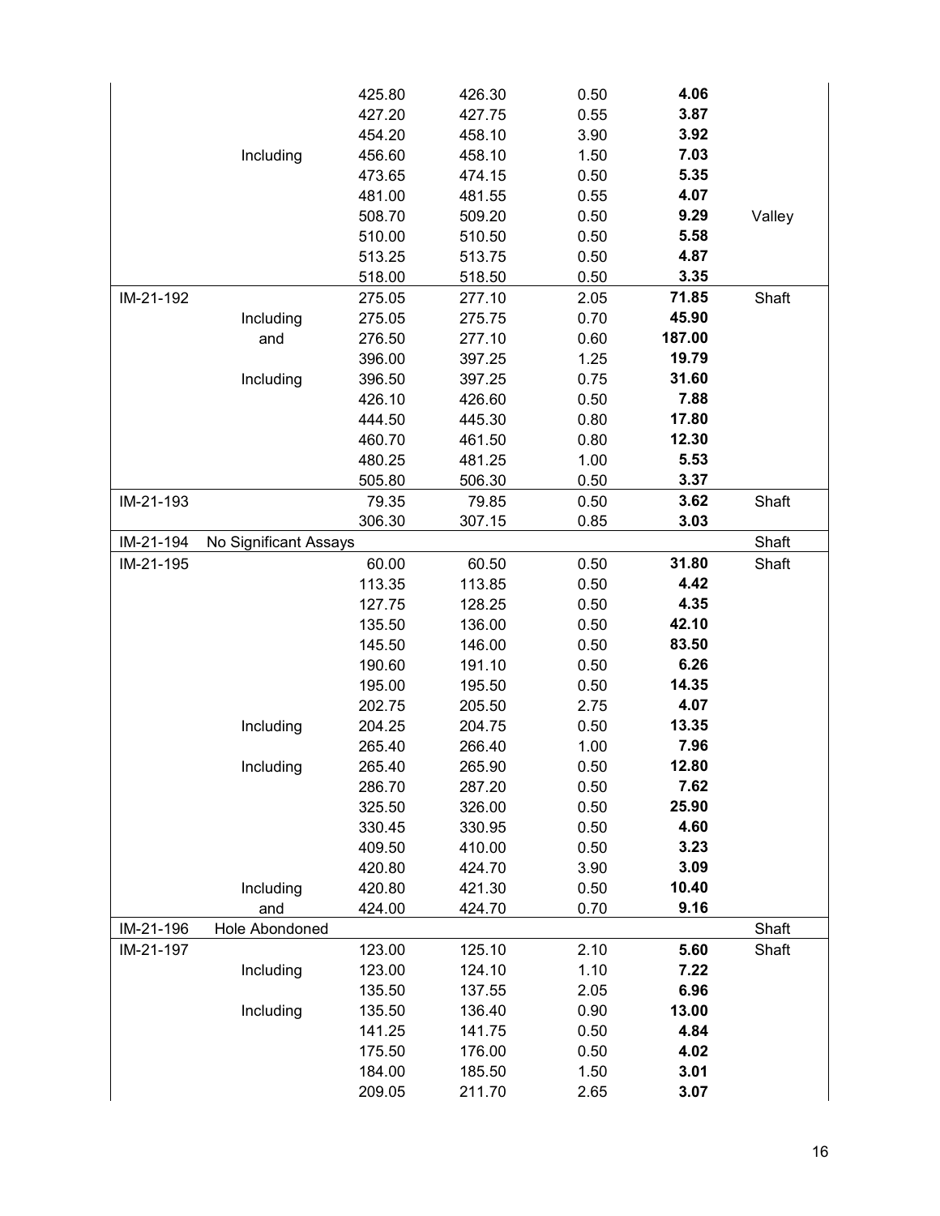| | | | | | | |
|---|---|---|---|---|---|---|
| | | 425.80 | 426.30 | 0.50 | **4.06** | |
| | | 427.20 | 427.75 | 0.55 | **3.87** | |
| | | 454.20 | 458.10 | 3.90 | **3.92** | |
| | Including | 456.60 | 458.10 | 1.50 | **7.03** | |
| | | 473.65 | 474.15 | 0.50 | **5.35** | |
| | | 481.00 | 481.55 | 0.55 | **4.07** | |
| | | 508.70 | 509.20 | 0.50 | **9.29** | Valley |
| | | 510.00 | 510.50 | 0.50 | **5.58** | |
| | | 513.25 | 513.75 | 0.50 | **4.87** | |
| | | 518.00 | 518.50 | 0.50 | **3.35** | |
| IM-21-192 | | 275.05 | 277.10 | 2.05 | **71.85** | Shaft |
| | Including | 275.05 | 275.75 | 0.70 | **45.90** | |
| | and | 276.50 | 277.10 | 0.60 | **187.00** | |
| | | 396.00 | 397.25 | 1.25 | **19.79** | |
| | Including | 396.50 | 397.25 | 0.75 | **31.60** | |
| | | 426.10 | 426.60 | 0.50 | **7.88** | |
| | | 444.50 | 445.30 | 0.80 | **17.80** | |
| | | 460.70 | 461.50 | 0.80 | **12.30** | |
| | | 480.25 | 481.25 | 1.00 | **5.53** | |
| | | 505.80 | 506.30 | 0.50 | **3.37** | |
| IM-21-193 | | 79.35 | 79.85 | 0.50 | **3.62** | Shaft |
| | | 306.30 | 307.15 | 0.85 | **3.03** | |
| IM-21-194 | No Significant Assays | | | | | Shaft |
| IM-21-195 | | 60.00 | 60.50 | 0.50 | **31.80** | Shaft |
| | | 113.35 | 113.85 | 0.50 | **4.42** | |
| | | 127.75 | 128.25 | 0.50 | **4.35** | |
| | | 135.50 | 136.00 | 0.50 | **42.10** | |
| | | 145.50 | 146.00 | 0.50 | **83.50** | |
| | | 190.60 | 191.10 | 0.50 | **6.26** | |
| | | 195.00 | 195.50 | 0.50 | **14.35** | |
| | | 202.75 | 205.50 | 2.75 | **4.07** | |
| | Including | 204.25 | 204.75 | 0.50 | **13.35** | |
| | | 265.40 | 266.40 | 1.00 | **7.96** | |
| | Including | 265.40 | 265.90 | 0.50 | **12.80** | |
| | | 286.70 | 287.20 | 0.50 | **7.62** | |
| | | 325.50 | 326.00 | 0.50 | **25.90** | |
| | | 330.45 | 330.95 | 0.50 | **4.60** | |
| | | 409.50 | 410.00 | 0.50 | **3.23** | |
| | | 420.80 | 424.70 | 3.90 | **3.09** | |
| | Including | 420.80 | 421.30 | 0.50 | **10.40** | |
| | and | 424.00 | 424.70 | 0.70 | **9.16** | |
| IM-21-196 | Hole Abondoned | | | | | Shaft |
| IM-21-197 | | 123.00 | 125.10 | 2.10 | **5.60** | Shaft |
| | Including | 123.00 | 124.10 | 1.10 | **7.22** | |
| | | 135.50 | 137.55 | 2.05 | **6.96** | |
| | Including | 135.50 | 136.40 | 0.90 | **13.00** | |
| | | 141.25 | 141.75 | 0.50 | **4.84** | |
| | | 175.50 | 176.00 | 0.50 | **4.02** | |
| | | 184.00 | 185.50 | 1.50 | **3.01** | |
| | | 209.05 | 211.70 | 2.65 | **3.07** | |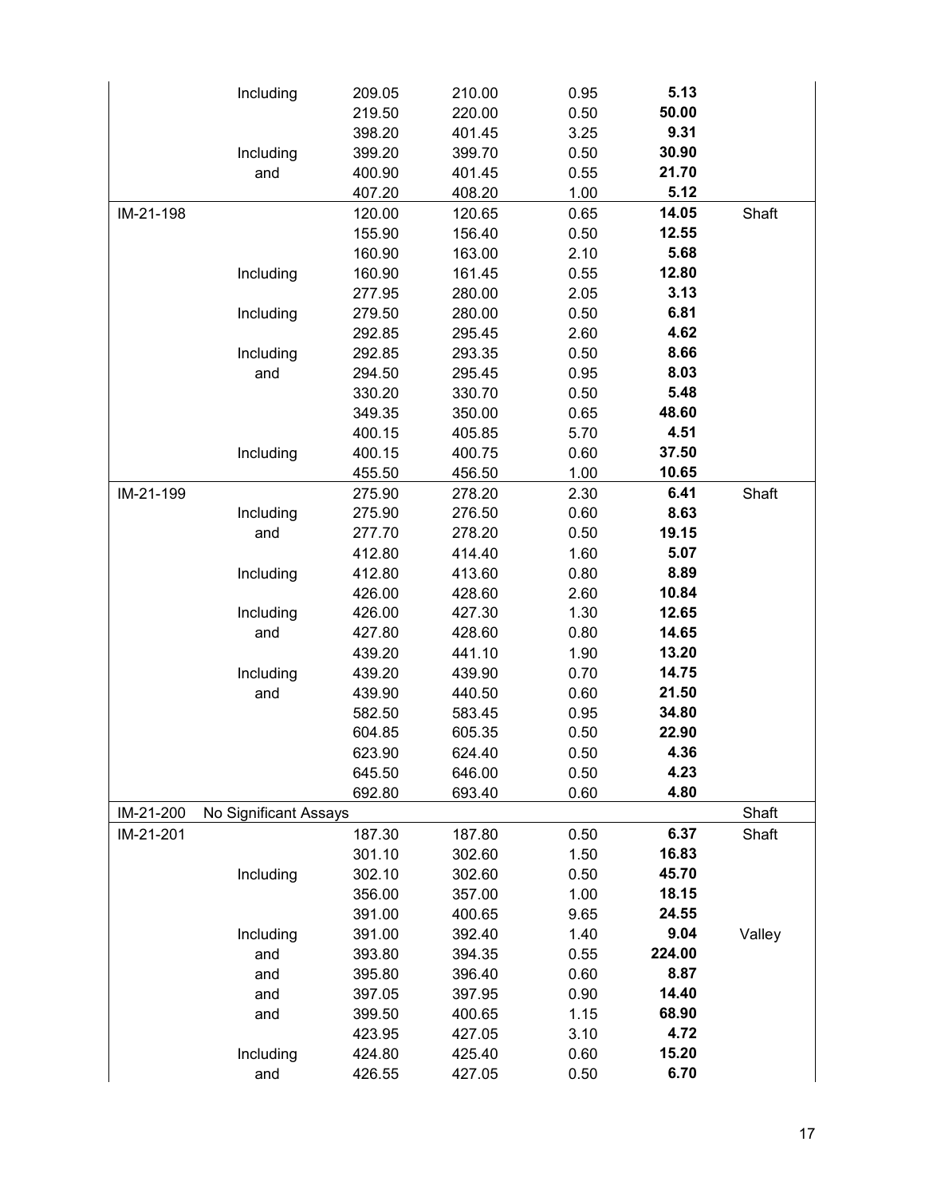| | | | | | | |
|---|---|---|---|---|---|---|
| | Including | 209.05 | 210.00 | 0.95 | **5.13** | |
| | | 219.50 | 220.00 | 0.50 | **50.00** | |
| | | 398.20 | 401.45 | 3.25 | **9.31** | |
| | Including | 399.20 | 399.70 | 0.50 | **30.90** | |
| | and | 400.90 | 401.45 | 0.55 | **21.70** | |
| | | 407.20 | 408.20 | 1.00 | **5.12** | |
| IM-21-198 | | 120.00 | 120.65 | 0.65 | **14.05** | Shaft |
| | | 155.90 | 156.40 | 0.50 | **12.55** | |
| | | 160.90 | 163.00 | 2.10 | **5.68** | |
| | Including | 160.90 | 161.45 | 0.55 | **12.80** | |
| | | 277.95 | 280.00 | 2.05 | **3.13** | |
| | Including | 279.50 | 280.00 | 0.50 | **6.81** | |
| | | 292.85 | 295.45 | 2.60 | **4.62** | |
| | Including | 292.85 | 293.35 | 0.50 | **8.66** | |
| | and | 294.50 | 295.45 | 0.95 | **8.03** | |
| | | 330.20 | 330.70 | 0.50 | **5.48** | |
| | | 349.35 | 350.00 | 0.65 | **48.60** | |
| | | 400.15 | 405.85 | 5.70 | **4.51** | |
| | Including | 400.15 | 400.75 | 0.60 | **37.50** | |
| | | 455.50 | 456.50 | 1.00 | **10.65** | |
| IM-21-199 | | 275.90 | 278.20 | 2.30 | **6.41** | Shaft |
| | Including | 275.90 | 276.50 | 0.60 | **8.63** | |
| | and | 277.70 | 278.20 | 0.50 | **19.15** | |
| | | 412.80 | 414.40 | 1.60 | **5.07** | |
| | Including | 412.80 | 413.60 | 0.80 | **8.89** | |
| | | 426.00 | 428.60 | 2.60 | **10.84** | |
| | Including | 426.00 | 427.30 | 1.30 | **12.65** | |
| | and | 427.80 | 428.60 | 0.80 | **14.65** | |
| | | 439.20 | 441.10 | 1.90 | **13.20** | |
| | Including | 439.20 | 439.90 | 0.70 | **14.75** | |
| | and | 439.90 | 440.50 | 0.60 | **21.50** | |
| | | 582.50 | 583.45 | 0.95 | **34.80** | |
| | | 604.85 | 605.35 | 0.50 | **22.90** | |
| | | 623.90 | 624.40 | 0.50 | **4.36** | |
| | | 645.50 | 646.00 | 0.50 | **4.23** | |
| | | 692.80 | 693.40 | 0.60 | **4.80** | |
| IM-21-200 | No Significant Assays | | | | | Shaft |
| IM-21-201 | | 187.30 | 187.80 | 0.50 | **6.37** | Shaft |
| | | 301.10 | 302.60 | 1.50 | **16.83** | |
| | Including | 302.10 | 302.60 | 0.50 | **45.70** | |
| | | 356.00 | 357.00 | 1.00 | **18.15** | |
| | | 391.00 | 400.65 | 9.65 | **24.55** | |
| | Including | 391.00 | 392.40 | 1.40 | **9.04** | Valley |
| | and | 393.80 | 394.35 | 0.55 | **224.00** | |
| | and | 395.80 | 396.40 | 0.60 | **8.87** | |
| | and | 397.05 | 397.95 | 0.90 | **14.40** | |
| | and | 399.50 | 400.65 | 1.15 | **68.90** | |
| | | 423.95 | 427.05 | 3.10 | **4.72** | |
| | Including | 424.80 | 425.40 | 0.60 | **15.20** | |
| | and | 426.55 | 427.05 | 0.50 | **6.70** | |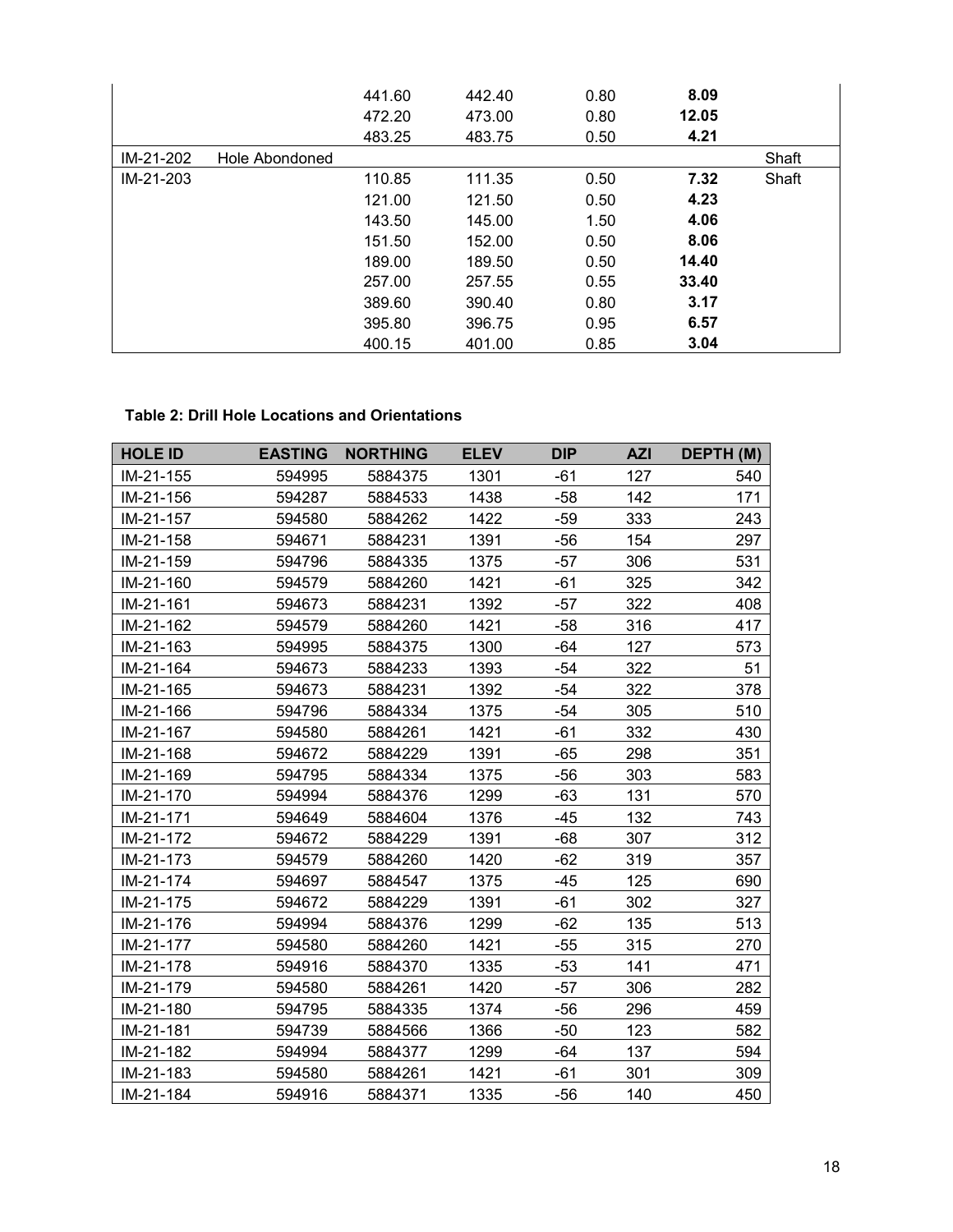| | | | | | | |
|---|---|---|---|---|---|---|
| | | 441.60 | 442.40 | 0.80 | **8.09** | |
| | | 472.20 | 473.00 | 0.80 | **12.05** | |
| | | 483.25 | 483.75 | 0.50 | **4.21** | |
| IM-21-202 | Hole Abondoned | | | | | Shaft |
| IM-21-203 | | 110.85 | 111.35 | 0.50 | **7.32** | Shaft |
| | | 121.00 | 121.50 | 0.50 | **4.23** | |
| | | 143.50 | 145.00 | 1.50 | **4.06** | |
| | | 151.50 | 152.00 | 0.50 | **8.06** | |
| | | 189.00 | 189.50 | 0.50 | **14.40** | |
| | | 257.00 | 257.55 | 0.55 | **33.40** | |
| | | 389.60 | 390.40 | 0.80 | **3.17** | |
| | | 395.80 | 396.75 | 0.95 | **6.57** | |
| | | 400.15 | 401.00 | 0.85 | **3.04** | |

**Table 2: Drill Hole Locations and Orientations**

| HOLE ID | EASTING | NORTHING | ELEV | DIP | AZI | DEPTH (M) |
|---|---|---|---|---|---|---|
| IM-21-155 | 594995 | 5884375 | 1301 | -61 | 127 | 540 |
| IM-21-156 | 594287 | 5884533 | 1438 | -58 | 142 | 171 |
| IM-21-157 | 594580 | 5884262 | 1422 | -59 | 333 | 243 |
| IM-21-158 | 594671 | 5884231 | 1391 | -56 | 154 | 297 |
| IM-21-159 | 594796 | 5884335 | 1375 | -57 | 306 | 531 |
| IM-21-160 | 594579 | 5884260 | 1421 | -61 | 325 | 342 |
| IM-21-161 | 594673 | 5884231 | 1392 | -57 | 322 | 408 |
| IM-21-162 | 594579 | 5884260 | 1421 | -58 | 316 | 417 |
| IM-21-163 | 594995 | 5884375 | 1300 | -64 | 127 | 573 |
| IM-21-164 | 594673 | 5884233 | 1393 | -54 | 322 | 51 |
| IM-21-165 | 594673 | 5884231 | 1392 | -54 | 322 | 378 |
| IM-21-166 | 594796 | 5884334 | 1375 | -54 | 305 | 510 |
| IM-21-167 | 594580 | 5884261 | 1421 | -61 | 332 | 430 |
| IM-21-168 | 594672 | 5884229 | 1391 | -65 | 298 | 351 |
| IM-21-169 | 594795 | 5884334 | 1375 | -56 | 303 | 583 |
| IM-21-170 | 594994 | 5884376 | 1299 | -63 | 131 | 570 |
| IM-21-171 | 594649 | 5884604 | 1376 | -45 | 132 | 743 |
| IM-21-172 | 594672 | 5884229 | 1391 | -68 | 307 | 312 |
| IM-21-173 | 594579 | 5884260 | 1420 | -62 | 319 | 357 |
| IM-21-174 | 594697 | 5884547 | 1375 | -45 | 125 | 690 |
| IM-21-175 | 594672 | 5884229 | 1391 | -61 | 302 | 327 |
| IM-21-176 | 594994 | 5884376 | 1299 | -62 | 135 | 513 |
| IM-21-177 | 594580 | 5884260 | 1421 | -55 | 315 | 270 |
| IM-21-178 | 594916 | 5884370 | 1335 | -53 | 141 | 471 |
| IM-21-179 | 594580 | 5884261 | 1420 | -57 | 306 | 282 |
| IM-21-180 | 594795 | 5884335 | 1374 | -56 | 296 | 459 |
| IM-21-181 | 594739 | 5884566 | 1366 | -50 | 123 | 582 |
| IM-21-182 | 594994 | 5884377 | 1299 | -64 | 137 | 594 |
| IM-21-183 | 594580 | 5884261 | 1421 | -61 | 301 | 309 |
| IM-21-184 | 594916 | 5884371 | 1335 | -56 | 140 | 450 |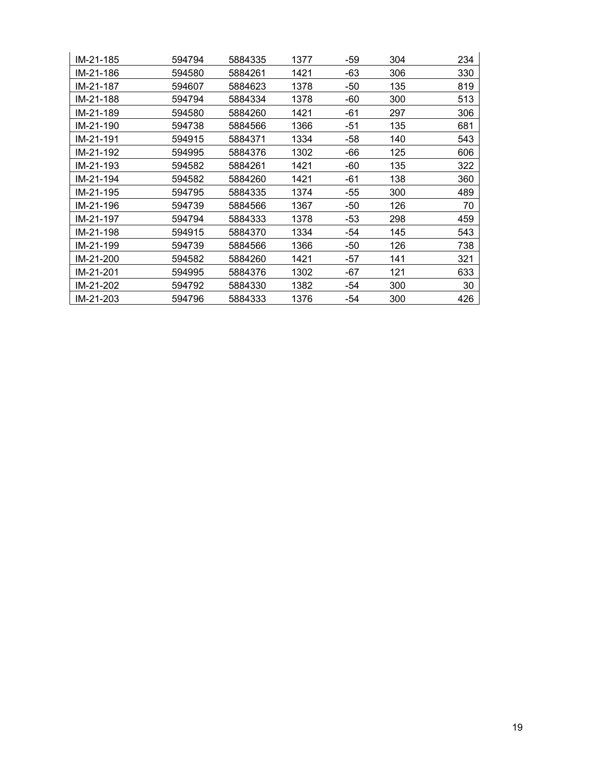| | | | | | | |
|---|---|---|---|---|---|---|
| IM-21-185 | 594794 | 5884335 | 1377 | -59 | 304 | 234 |
| IM-21-186 | 594580 | 5884261 | 1421 | -63 | 306 | 330 |
| IM-21-187 | 594607 | 5884623 | 1378 | -50 | 135 | 819 |
| IM-21-188 | 594794 | 5884334 | 1378 | -60 | 300 | 513 |
| IM-21-189 | 594580 | 5884260 | 1421 | -61 | 297 | 306 |
| IM-21-190 | 594738 | 5884566 | 1366 | -51 | 135 | 681 |
| IM-21-191 | 594915 | 5884371 | 1334 | -58 | 140 | 543 |
| IM-21-192 | 594995 | 5884376 | 1302 | -66 | 125 | 606 |
| IM-21-193 | 594582 | 5884261 | 1421 | -60 | 135 | 322 |
| IM-21-194 | 594582 | 5884260 | 1421 | -61 | 138 | 360 |
| IM-21-195 | 594795 | 5884335 | 1374 | -55 | 300 | 489 |
| IM-21-196 | 594739 | 5884566 | 1367 | -50 | 126 | 70 |
| IM-21-197 | 594794 | 5884333 | 1378 | -53 | 298 | 459 |
| IM-21-198 | 594915 | 5884370 | 1334 | -54 | 145 | 543 |
| IM-21-199 | 594739 | 5884566 | 1366 | -50 | 126 | 738 |
| IM-21-200 | 594582 | 5884260 | 1421 | -57 | 141 | 321 |
| IM-21-201 | 594995 | 5884376 | 1302 | -67 | 121 | 633 |
| IM-21-202 | 594792 | 5884330 | 1382 | -54 | 300 | 30 |
| IM-21-203 | 594796 | 5884333 | 1376 | -54 | 300 | 426 |